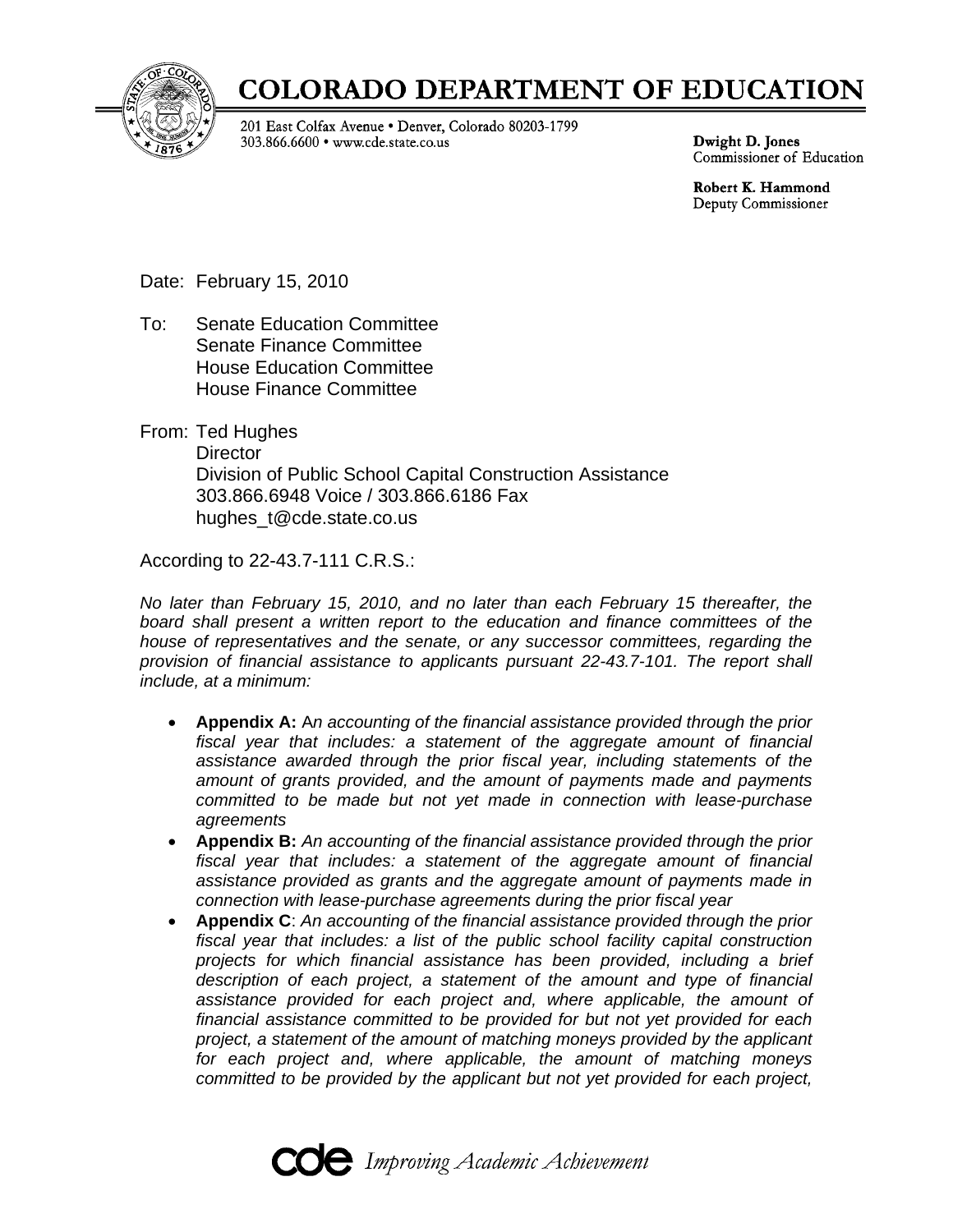# COLORADO DEPARTMENT OF EDUCATION

201 East Colfax Avenue • Denver, Colorado 80203-1799
303.866.6600 • www.cde.state.co.us

**Dwight D. Jones**
Commissioner of Education

**Robert K. Hammond**
Deputy Commissioner

Date: February 15, 2010

To: Senate Education Committee
Senate Finance Committee
House Education Committee
House Finance Committee

From: Ted Hughes
Director
Division of Public School Capital Construction Assistance
303.866.6948 Voice / 303.866.6186 Fax
hughes_t@cde.state.co.us

According to 22-43.7-111 C.R.S.:

*No later than February 15, 2010, and no later than each February 15 thereafter, the board shall present a written report to the education and finance committees of the house of representatives and the senate, or any successor committees, regarding the provision of financial assistance to applicants pursuant 22-43.7-101. The report shall include, at a minimum:*

- **Appendix A:** A*n accounting of the financial assistance provided through the prior fiscal year that includes: a statement of the aggregate amount of financial assistance awarded through the prior fiscal year, including statements of the amount of grants provided, and the amount of payments made and payments committed to be made but not yet made in connection with lease-purchase agreements*
- **Appendix B:** *An accounting of the financial assistance provided through the prior fiscal year that includes: a statement of the aggregate amount of financial assistance provided as grants and the aggregate amount of payments made in connection with lease-purchase agreements during the prior fiscal year*
- **Appendix C**: *An accounting of the financial assistance provided through the prior fiscal year that includes: a list of the public school facility capital construction projects for which financial assistance has been provided, including a brief description of each project, a statement of the amount and type of financial assistance provided for each project and, where applicable, the amount of financial assistance committed to be provided for but not yet provided for each project, a statement of the amount of matching moneys provided by the applicant for each project and, where applicable, the amount of matching moneys committed to be provided by the applicant but not yet provided for each project,*

**cde** *Improving Academic Achievement*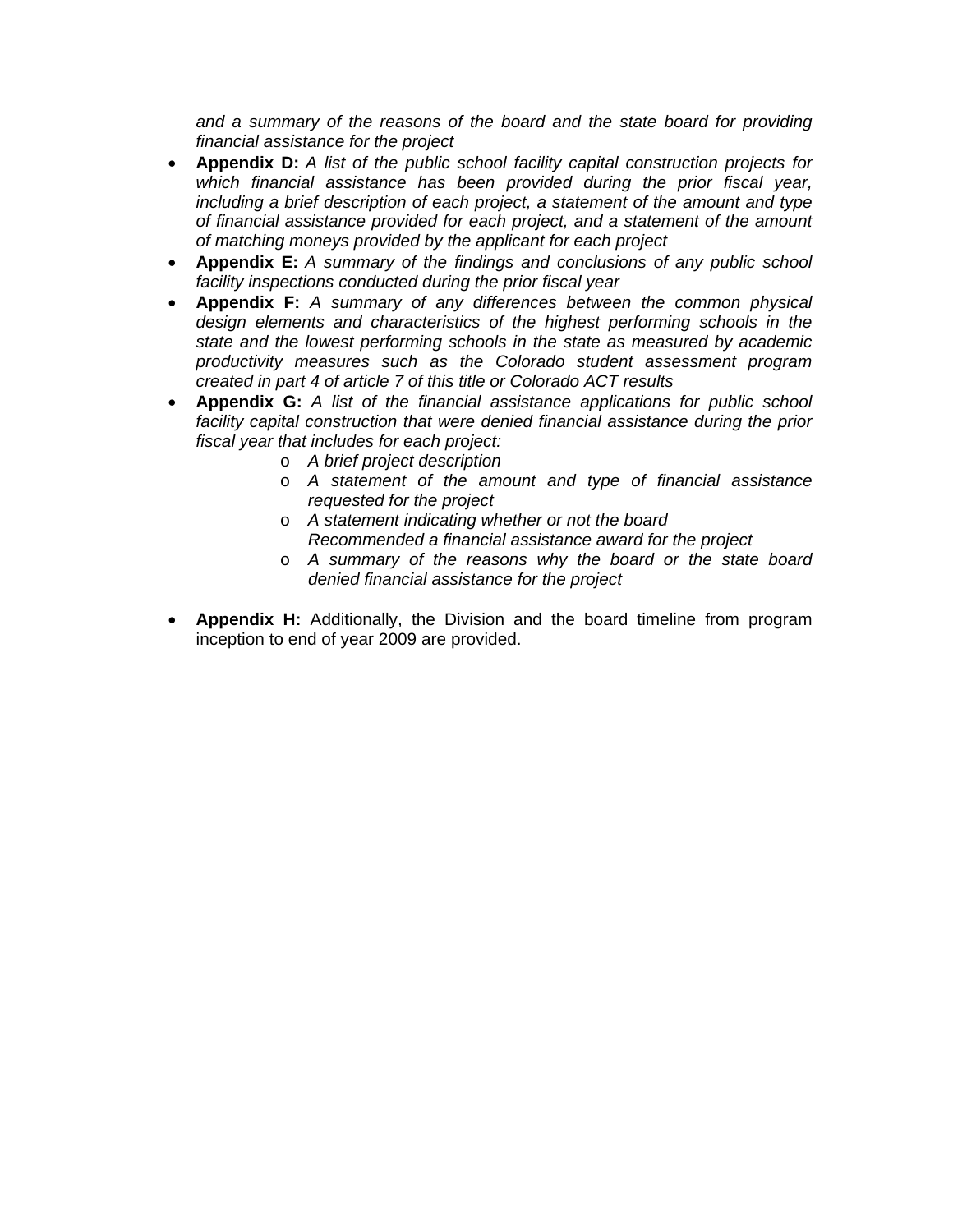*and a summary of the reasons of the board and the state board for providing financial assistance for the project*

- **Appendix D:** *A list of the public school facility capital construction projects for which financial assistance has been provided during the prior fiscal year, including a brief description of each project, a statement of the amount and type of financial assistance provided for each project, and a statement of the amount of matching moneys provided by the applicant for each project*
- **Appendix E:** *A summary of the findings and conclusions of any public school facility inspections conducted during the prior fiscal year*
- **Appendix F:** *A summary of any differences between the common physical design elements and characteristics of the highest performing schools in the state and the lowest performing schools in the state as measured by academic productivity measures such as the Colorado student assessment program created in part 4 of article 7 of this title or Colorado ACT results*
- **Appendix G:** *A list of the financial assistance applications for public school facility capital construction that were denied financial assistance during the prior fiscal year that includes for each project:*
  - *A brief project description*
  - *A statement of the amount and type of financial assistance requested for the project*
  - *A statement indicating whether or not the board Recommended a financial assistance award for the project*
  - *A summary of the reasons why the board or the state board denied financial assistance for the project*

- **Appendix H:** Additionally, the Division and the board timeline from program inception to end of year 2009 are provided.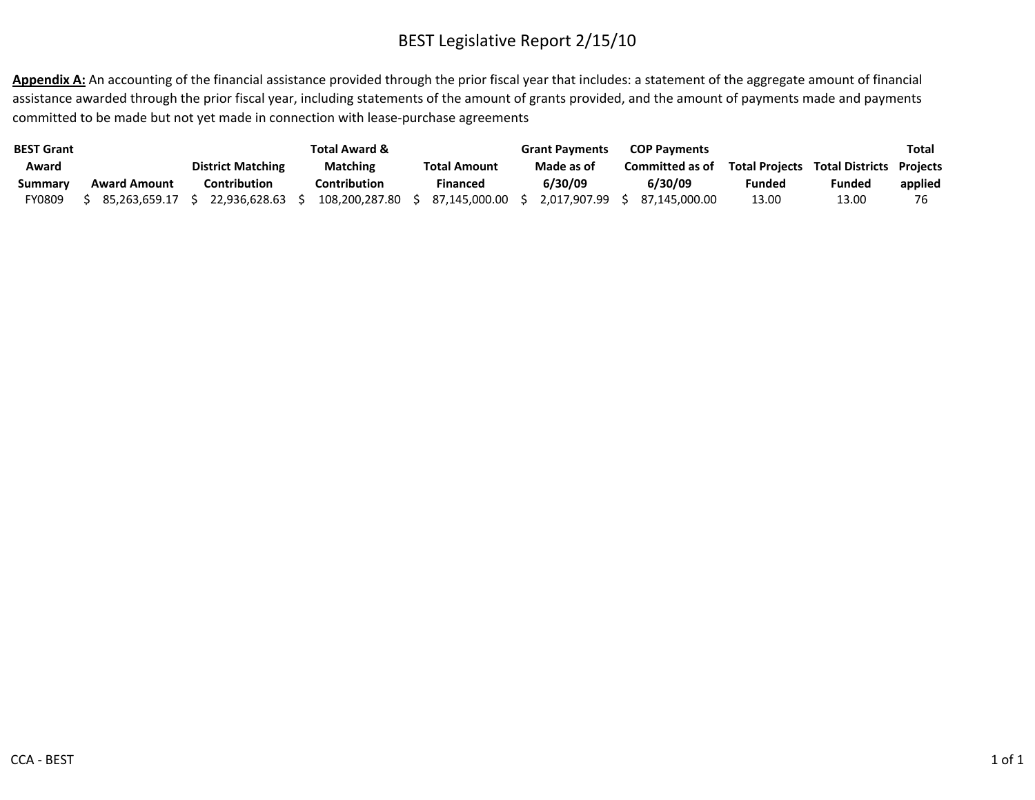# BEST Legislative Report 2/15/10

**Appendix A:** An accounting of the financial assistance provided through the prior fiscal year that includes: a statement of the aggregate amount of financial assistance awarded through the prior fiscal year, including statements of the amount of grants provided, and the amount of payments made and payments committed to be made but not yet made in connection with lease-purchase agreements

| BEST Grant Award Summary | Award Amount | District Matching Contribution | Total Award & Matching Contribution | Total Amount Financed | Grant Payments Made as of 6/30/09 | COP Payments Committed as of 6/30/09 | Total Projects Funded | Total Districts Funded | Total Projects applied |
|---|---|---|---|---|---|---|---|---|---|
| FY0809 | $ 85,263,659.17 | $ 22,936,628.63 | $ 108,200,287.80 | $ 87,145,000.00 | $ 2,017,907.99 | $ 87,145,000.00 | 13.00 | 13.00 | 76 |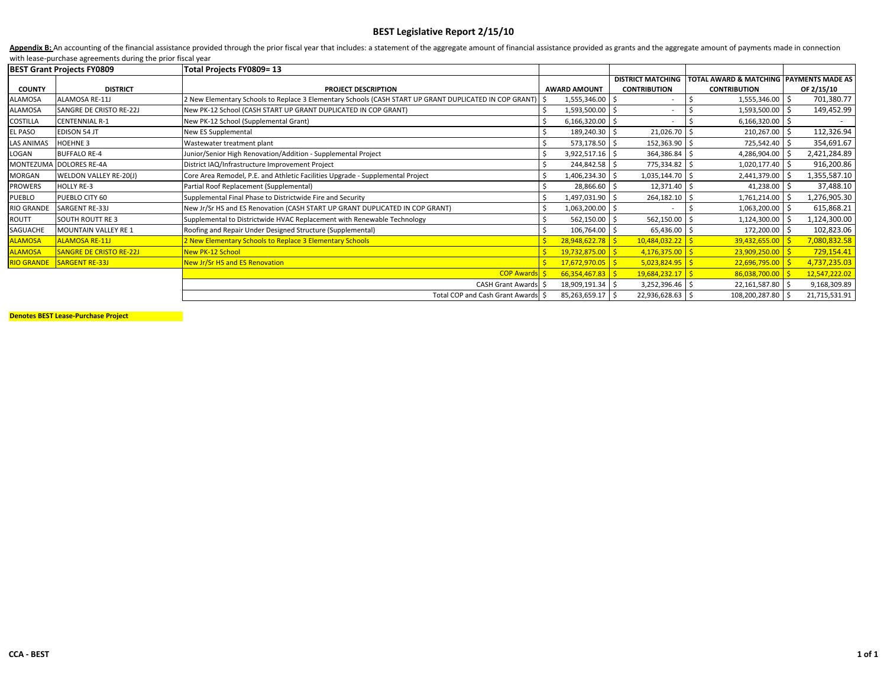# BEST Legislative Report 2/15/10

**Appendix B:** An accounting of the financial assistance provided through the prior fiscal year that includes: a statement of the aggregate amount of financial assistance provided as grants and the aggregate amount of payments made in connection with lease-purchase agreements during the prior fiscal year

| **BEST Grant Projects FY0809** | | **Total Projects FY0809= 13** | | | | |
|---|---|---|---|---|---|---|
| **COUNTY** | **DISTRICT** | **PROJECT DESCRIPTION** | **AWARD AMOUNT** | **DISTRICT MATCHING CONTRIBUTION** | **TOTAL AWARD & MATCHING CONTRIBUTION** | **PAYMENTS MADE AS OF 2/15/10** |
| ALAMOSA | ALAMOSA RE-11J | 2 New Elementary Schools to Replace 3 Elementary Schools (CASH START UP GRANT DUPLICATED IN COP GRANT) | $ 1,555,346.00 | $ - | $ 1,555,346.00 | $ 701,380.77 |
| ALAMOSA | SANGRE DE CRISTO RE-22J | New PK-12 School (CASH START UP GRANT DUPLICATED IN COP GRANT) | $ 1,593,500.00 | $ - | $ 1,593,500.00 | $ 149,452.99 |
| COSTILLA | CENTENNIAL R-1 | New PK-12 School (Supplemental Grant) | $ 6,166,320.00 | $ - | $ 6,166,320.00 | $ - |
| EL PASO | EDISON 54 JT | New ES Supplemental | $ 189,240.30 | $ 21,026.70 | $ 210,267.00 | $ 112,326.94 |
| LAS ANIMAS | HOEHNE 3 | Wastewater treatment plant | $ 573,178.50 | $ 152,363.90 | $ 725,542.40 | $ 354,691.67 |
| LOGAN | BUFFALO RE-4 | Junior/Senior High Renovation/Addition - Supplemental Project | $ 3,922,517.16 | $ 364,386.84 | $ 4,286,904.00 | $ 2,421,284.89 |
| MONTEZUMA | DOLORES RE-4A | District IAQ/Infrastructure Improvement Project | $ 244,842.58 | $ 775,334.82 | $ 1,020,177.40 | $ 916,200.86 |
| MORGAN | WELDON VALLEY RE-20(J) | Core Area Remodel, P.E. and Athletic Facilities Upgrade - Supplemental Project | $ 1,406,234.30 | $ 1,035,144.70 | $ 2,441,379.00 | $ 1,355,587.10 |
| PROWERS | HOLLY RE-3 | Partial Roof Replacement (Supplemental) | $ 28,866.60 | $ 12,371.40 | $ 41,238.00 | $ 37,488.10 |
| PUEBLO | PUEBLO CITY 60 | Supplemental Final Phase to Districtwide Fire and Security | $ 1,497,031.90 | $ 264,182.10 | $ 1,761,214.00 | $ 1,276,905.30 |
| RIO GRANDE | SARGENT RE-33J | New Jr/Sr HS and ES Renovation (CASH START UP GRANT DUPLICATED IN COP GRANT) | $ 1,063,200.00 | $ - | $ 1,063,200.00 | $ 615,868.21 |
| ROUTT | SOUTH ROUTT RE 3 | Supplemental to Districtwide HVAC Replacement with Renewable Technology | $ 562,150.00 | $ 562,150.00 | $ 1,124,300.00 | $ 1,124,300.00 |
| SAGUACHE | MOUNTAIN VALLEY RE 1 | Roofing and Repair Under Designed Structure (Supplemental) | $ 106,764.00 | $ 65,436.00 | $ 172,200.00 | $ 102,823.06 |
| ALAMOSA | ALAMOSA RE-11J | 2 New Elementary Schools to Replace 3 Elementary Schools | $ 28,948,622.78 | $ 10,484,032.22 | $ 39,432,655.00 | $ 7,080,832.58 |
| ALAMOSA | SANGRE DE CRISTO RE-22J | New PK-12 School | $ 19,732,875.00 | $ 4,176,375.00 | $ 23,909,250.00 | $ 729,154.41 |
| RIO GRANDE | SARGENT RE-33J | New Jr/Sr HS and ES Renovation | $ 17,672,970.05 | $ 5,023,824.95 | $ 22,696,795.00 | $ 4,737,235.03 |
| | | COP Awards | $ 66,354,467.83 | $ 19,684,232.17 | $ 86,038,700.00 | $ 12,547,222.02 |
| | | CASH Grant Awards | $ 18,909,191.34 | $ 3,252,396.46 | $ 22,161,587.80 | $ 9,168,309.89 |
| | | Total COP and Cash Grant Awards | $ 85,263,659.17 | $ 22,936,628.63 | $ 108,200,287.80 | $ 21,715,531.91 |

**Denotes BEST Lease-Purchase Project**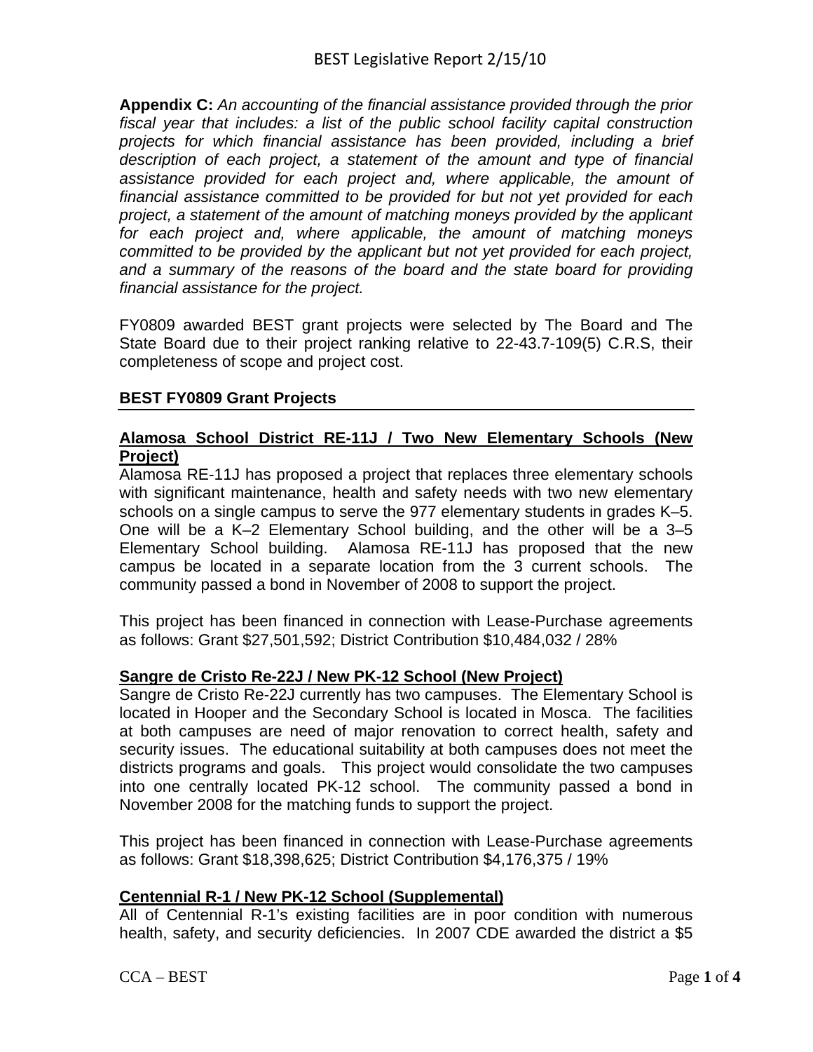**Appendix C:** *An accounting of the financial assistance provided through the prior fiscal year that includes: a list of the public school facility capital construction projects for which financial assistance has been provided, including a brief description of each project, a statement of the amount and type of financial assistance provided for each project and, where applicable, the amount of financial assistance committed to be provided for but not yet provided for each project, a statement of the amount of matching moneys provided by the applicant for each project and, where applicable, the amount of matching moneys committed to be provided by the applicant but not yet provided for each project, and a summary of the reasons of the board and the state board for providing financial assistance for the project.*

FY0809 awarded BEST grant projects were selected by The Board and The State Board due to their project ranking relative to 22-43.7-109(5) C.R.S, their completeness of scope and project cost.

## BEST FY0809 Grant Projects

### Alamosa School District RE-11J / Two New Elementary Schools (New Project)

Alamosa RE-11J has proposed a project that replaces three elementary schools with significant maintenance, health and safety needs with two new elementary schools on a single campus to serve the 977 elementary students in grades K–5. One will be a K–2 Elementary School building, and the other will be a 3–5 Elementary School building. Alamosa RE-11J has proposed that the new campus be located in a separate location from the 3 current schools. The community passed a bond in November of 2008 to support the project.

This project has been financed in connection with Lease-Purchase agreements as follows: Grant $27,501,592; District Contribution $10,484,032 / 28%

### Sangre de Cristo Re-22J / New PK-12 School (New Project)

Sangre de Cristo Re-22J currently has two campuses. The Elementary School is located in Hooper and the Secondary School is located in Mosca. The facilities at both campuses are need of major renovation to correct health, safety and security issues. The educational suitability at both campuses does not meet the districts programs and goals. This project would consolidate the two campuses into one centrally located PK-12 school. The community passed a bond in November 2008 for the matching funds to support the project.

This project has been financed in connection with Lease-Purchase agreements as follows: Grant $18,398,625; District Contribution $4,176,375 / 19%

### Centennial R-1 / New PK-12 School (Supplemental)

All of Centennial R-1's existing facilities are in poor condition with numerous health, safety, and security deficiencies. In 2007 CDE awarded the district a $5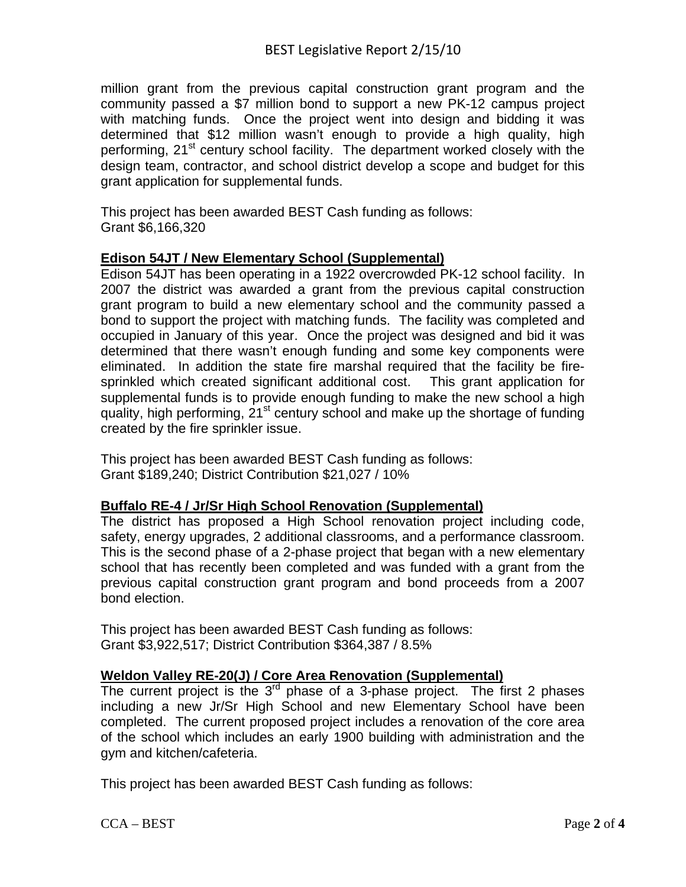million grant from the previous capital construction grant program and the community passed a $7 million bond to support a new PK-12 campus project with matching funds. Once the project went into design and bidding it was determined that $12 million wasn't enough to provide a high quality, high performing, 21st century school facility. The department worked closely with the design team, contractor, and school district develop a scope and budget for this grant application for supplemental funds.

This project has been awarded BEST Cash funding as follows:
Grant $6,166,320

**Edison 54JT / New Elementary School (Supplemental)**

Edison 54JT has been operating in a 1922 overcrowded PK-12 school facility. In 2007 the district was awarded a grant from the previous capital construction grant program to build a new elementary school and the community passed a bond to support the project with matching funds. The facility was completed and occupied in January of this year. Once the project was designed and bid it was determined that there wasn't enough funding and some key components were eliminated. In addition the state fire marshal required that the facility be fire-sprinkled which created significant additional cost. This grant application for supplemental funds is to provide enough funding to make the new school a high quality, high performing, 21st century school and make up the shortage of funding created by the fire sprinkler issue.

This project has been awarded BEST Cash funding as follows:
Grant $189,240; District Contribution $21,027 / 10%

**Buffalo RE-4 / Jr/Sr High School Renovation (Supplemental)**

The district has proposed a High School renovation project including code, safety, energy upgrades, 2 additional classrooms, and a performance classroom. This is the second phase of a 2-phase project that began with a new elementary school that has recently been completed and was funded with a grant from the previous capital construction grant program and bond proceeds from a 2007 bond election.

This project has been awarded BEST Cash funding as follows:
Grant $3,922,517; District Contribution $364,387 / 8.5%

**Weldon Valley RE-20(J) / Core Area Renovation (Supplemental)**

The current project is the 3rd phase of a 3-phase project. The first 2 phases including a new Jr/Sr High School and new Elementary School have been completed. The current proposed project includes a renovation of the core area of the school which includes an early 1900 building with administration and the gym and kitchen/cafeteria.

This project has been awarded BEST Cash funding as follows: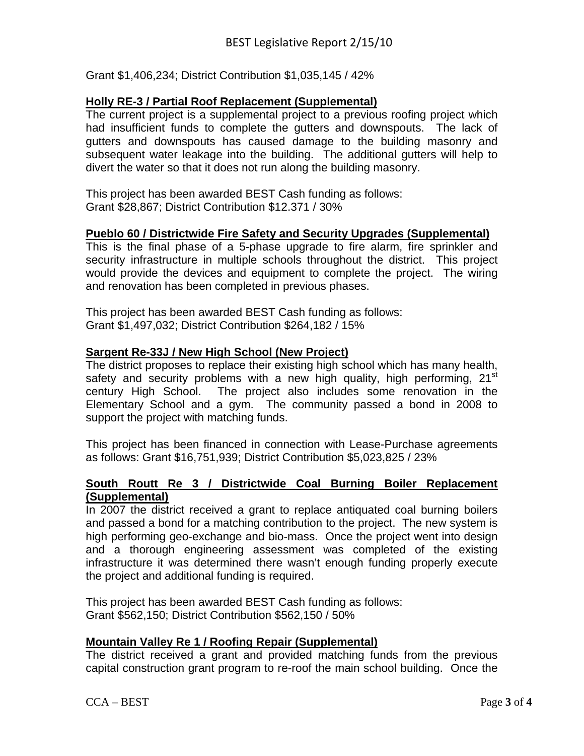Grant $1,406,234; District Contribution $1,035,145 / 42%

**Holly RE-3 / Partial Roof Replacement (Supplemental)**

The current project is a supplemental project to a previous roofing project which had insufficient funds to complete the gutters and downspouts. The lack of gutters and downspouts has caused damage to the building masonry and subsequent water leakage into the building. The additional gutters will help to divert the water so that it does not run along the building masonry.

This project has been awarded BEST Cash funding as follows:
Grant $28,867; District Contribution $12.371 / 30%

**Pueblo 60 / Districtwide Fire Safety and Security Upgrades (Supplemental)**

This is the final phase of a 5-phase upgrade to fire alarm, fire sprinkler and security infrastructure in multiple schools throughout the district. This project would provide the devices and equipment to complete the project. The wiring and renovation has been completed in previous phases.

This project has been awarded BEST Cash funding as follows:
Grant $1,497,032; District Contribution $264,182 / 15%

**Sargent Re-33J / New High School (New Project)**

The district proposes to replace their existing high school which has many health, safety and security problems with a new high quality, high performing, 21st century High School. The project also includes some renovation in the Elementary School and a gym. The community passed a bond in 2008 to support the project with matching funds.

This project has been financed in connection with Lease-Purchase agreements as follows: Grant $16,751,939; District Contribution $5,023,825 / 23%

**South Routt Re 3 / Districtwide Coal Burning Boiler Replacement (Supplemental)**

In 2007 the district received a grant to replace antiquated coal burning boilers and passed a bond for a matching contribution to the project. The new system is high performing geo-exchange and bio-mass. Once the project went into design and a thorough engineering assessment was completed of the existing infrastructure it was determined there wasn't enough funding properly execute the project and additional funding is required.

This project has been awarded BEST Cash funding as follows:
Grant $562,150; District Contribution $562,150 / 50%

**Mountain Valley Re 1 / Roofing Repair (Supplemental)**

The district received a grant and provided matching funds from the previous capital construction grant program to re-roof the main school building. Once the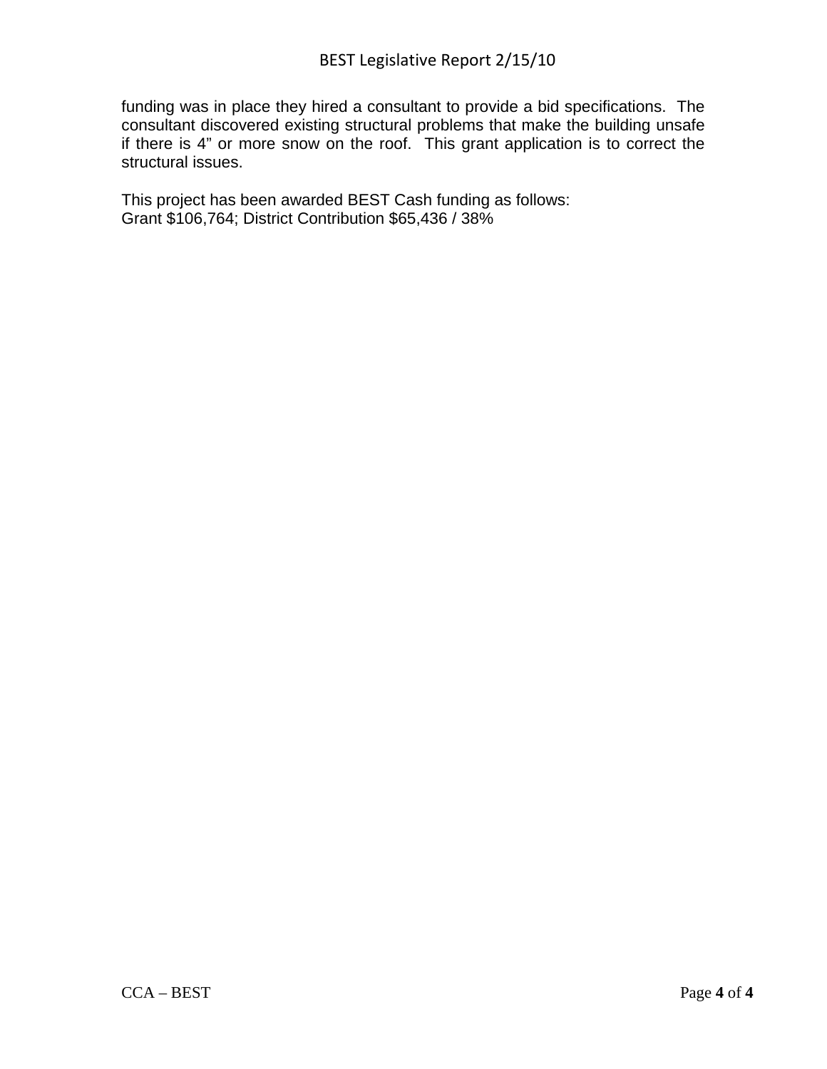funding was in place they hired a consultant to provide a bid specifications. The consultant discovered existing structural problems that make the building unsafe if there is 4" or more snow on the roof. This grant application is to correct the structural issues.

This project has been awarded BEST Cash funding as follows:
Grant $106,764; District Contribution $65,436 / 38%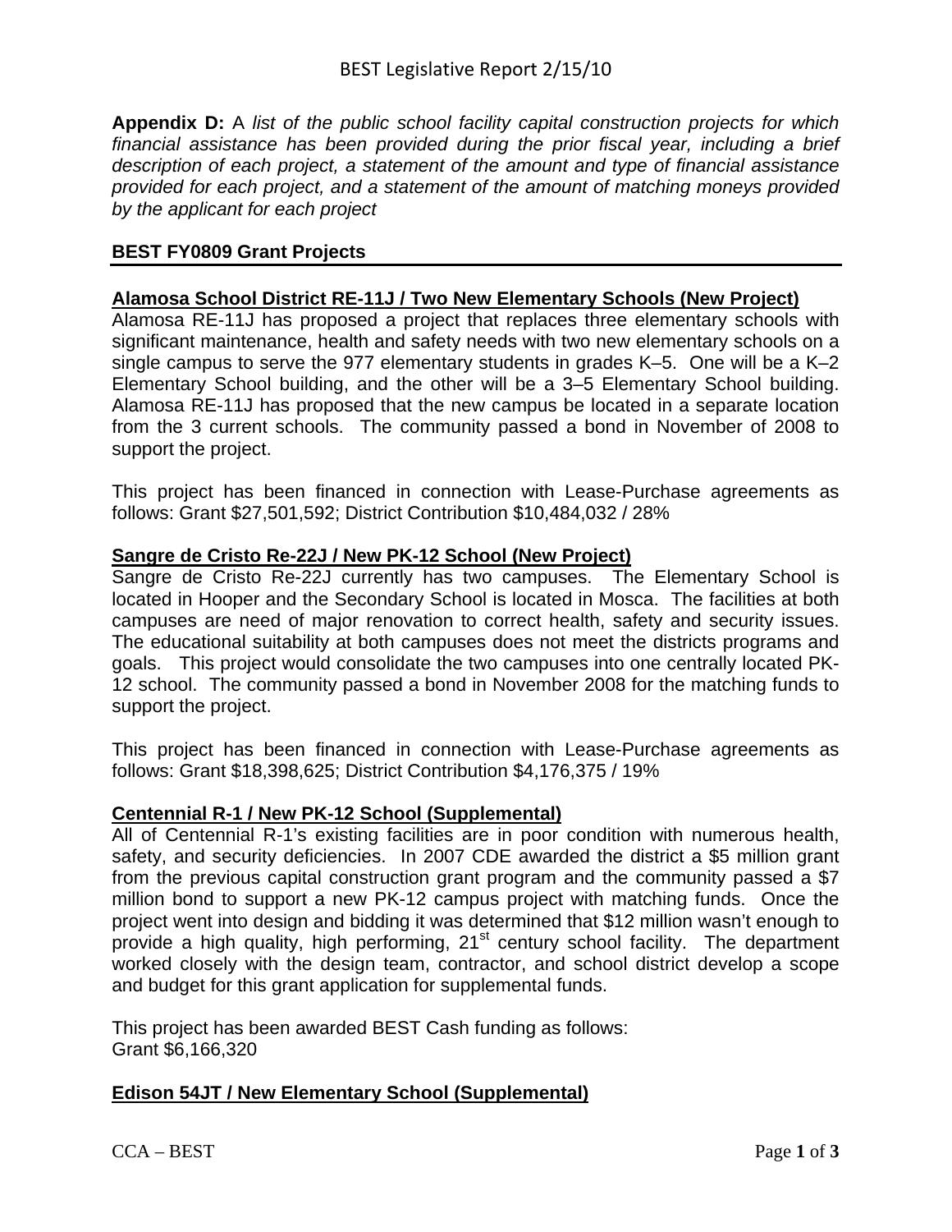**Appendix D:** A *list of the public school facility capital construction projects for which financial assistance has been provided during the prior fiscal year, including a brief description of each project, a statement of the amount and type of financial assistance provided for each project, and a statement of the amount of matching moneys provided by the applicant for each project*

## BEST FY0809 Grant Projects

### Alamosa School District RE-11J / Two New Elementary Schools (New Project)

Alamosa RE-11J has proposed a project that replaces three elementary schools with significant maintenance, health and safety needs with two new elementary schools on a single campus to serve the 977 elementary students in grades K–5. One will be a K–2 Elementary School building, and the other will be a 3–5 Elementary School building. Alamosa RE-11J has proposed that the new campus be located in a separate location from the 3 current schools. The community passed a bond in November of 2008 to support the project.

This project has been financed in connection with Lease-Purchase agreements as follows: Grant $27,501,592; District Contribution $10,484,032 / 28%

### Sangre de Cristo Re-22J / New PK-12 School (New Project)

Sangre de Cristo Re-22J currently has two campuses. The Elementary School is located in Hooper and the Secondary School is located in Mosca. The facilities at both campuses are need of major renovation to correct health, safety and security issues. The educational suitability at both campuses does not meet the districts programs and goals. This project would consolidate the two campuses into one centrally located PK-12 school. The community passed a bond in November 2008 for the matching funds to support the project.

This project has been financed in connection with Lease-Purchase agreements as follows: Grant $18,398,625; District Contribution $4,176,375 / 19%

### Centennial R-1 / New PK-12 School (Supplemental)

All of Centennial R-1's existing facilities are in poor condition with numerous health, safety, and security deficiencies. In 2007 CDE awarded the district a $5 million grant from the previous capital construction grant program and the community passed a $7 million bond to support a new PK-12 campus project with matching funds. Once the project went into design and bidding it was determined that $12 million wasn't enough to provide a high quality, high performing, 21st century school facility. The department worked closely with the design team, contractor, and school district develop a scope and budget for this grant application for supplemental funds.

This project has been awarded BEST Cash funding as follows:
Grant $6,166,320

### Edison 54JT / New Elementary School (Supplemental)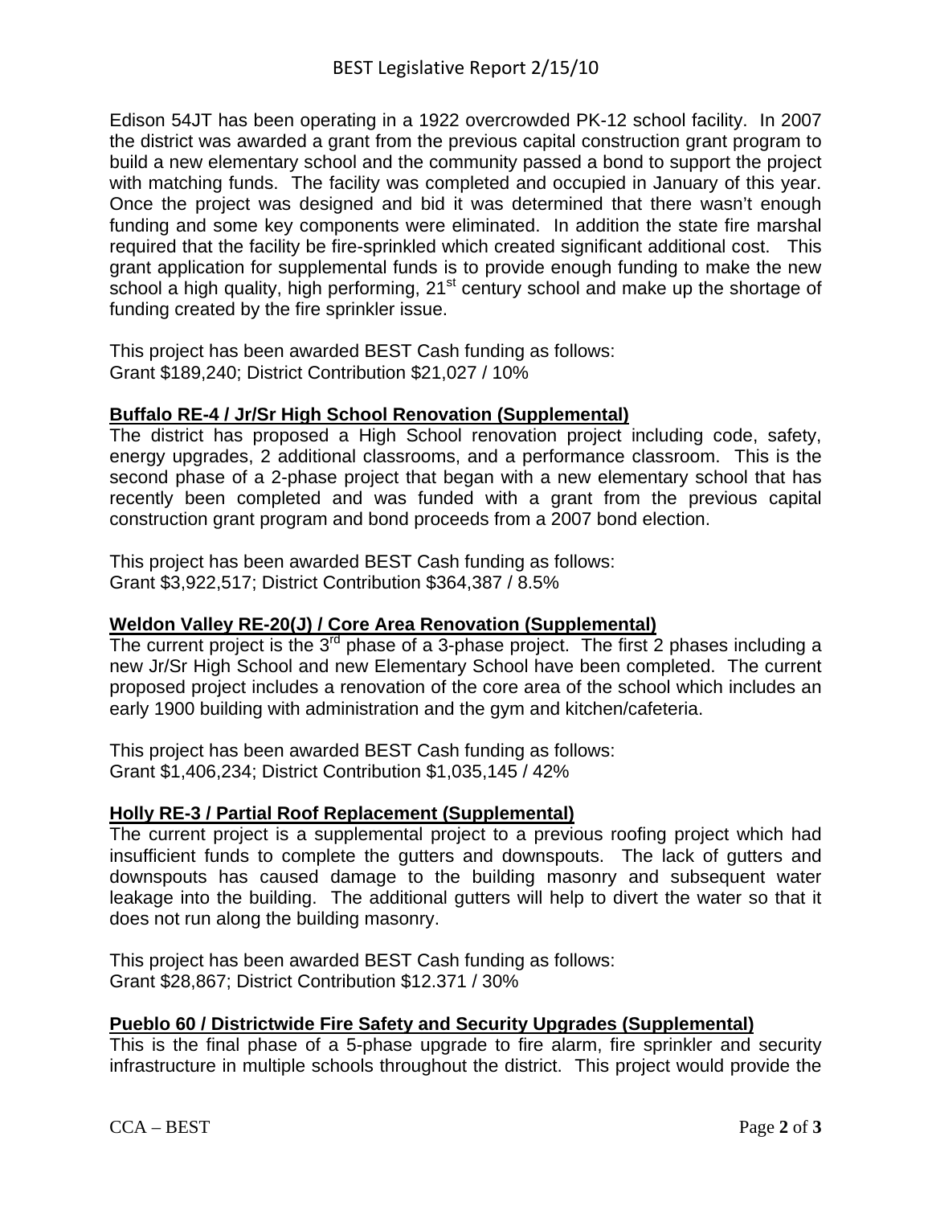Edison 54JT has been operating in a 1922 overcrowded PK-12 school facility. In 2007 the district was awarded a grant from the previous capital construction grant program to build a new elementary school and the community passed a bond to support the project with matching funds. The facility was completed and occupied in January of this year. Once the project was designed and bid it was determined that there wasn't enough funding and some key components were eliminated. In addition the state fire marshal required that the facility be fire-sprinkled which created significant additional cost. This grant application for supplemental funds is to provide enough funding to make the new school a high quality, high performing, 21st century school and make up the shortage of funding created by the fire sprinkler issue.

This project has been awarded BEST Cash funding as follows:
Grant $189,240; District Contribution $21,027 / 10%

**Buffalo RE-4 / Jr/Sr High School Renovation (Supplemental)**

The district has proposed a High School renovation project including code, safety, energy upgrades, 2 additional classrooms, and a performance classroom. This is the second phase of a 2-phase project that began with a new elementary school that has recently been completed and was funded with a grant from the previous capital construction grant program and bond proceeds from a 2007 bond election.

This project has been awarded BEST Cash funding as follows:
Grant $3,922,517; District Contribution $364,387 / 8.5%

**Weldon Valley RE-20(J) / Core Area Renovation (Supplemental)**

The current project is the 3rd phase of a 3-phase project. The first 2 phases including a new Jr/Sr High School and new Elementary School have been completed. The current proposed project includes a renovation of the core area of the school which includes an early 1900 building with administration and the gym and kitchen/cafeteria.

This project has been awarded BEST Cash funding as follows:
Grant $1,406,234; District Contribution $1,035,145 / 42%

**Holly RE-3 / Partial Roof Replacement (Supplemental)**

The current project is a supplemental project to a previous roofing project which had insufficient funds to complete the gutters and downspouts. The lack of gutters and downspouts has caused damage to the building masonry and subsequent water leakage into the building. The additional gutters will help to divert the water so that it does not run along the building masonry.

This project has been awarded BEST Cash funding as follows:
Grant $28,867; District Contribution $12.371 / 30%

**Pueblo 60 / Districtwide Fire Safety and Security Upgrades (Supplemental)**

This is the final phase of a 5-phase upgrade to fire alarm, fire sprinkler and security infrastructure in multiple schools throughout the district. This project would provide the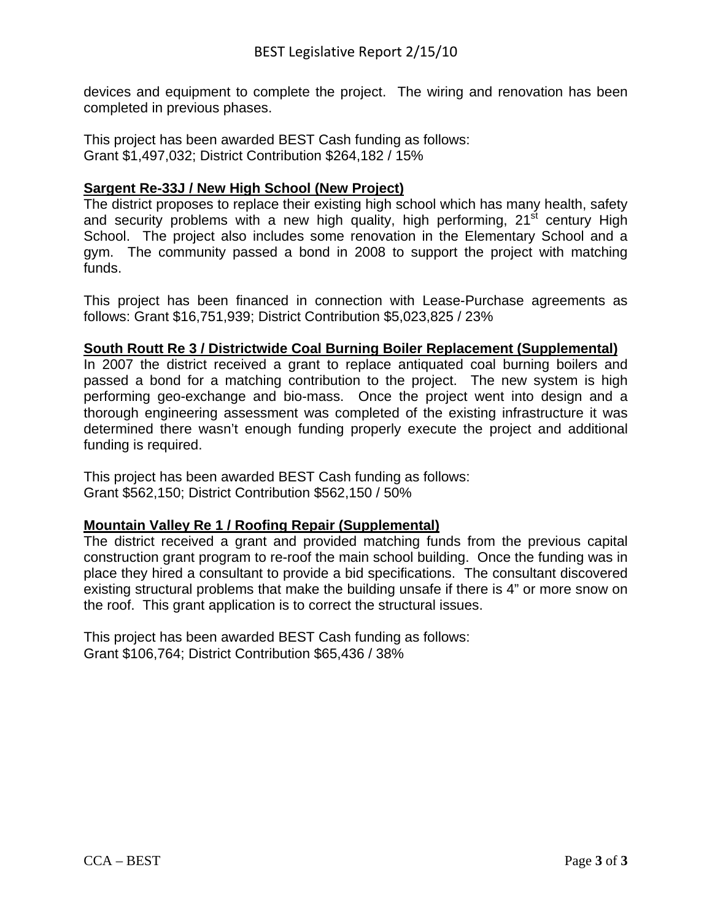devices and equipment to complete the project. The wiring and renovation has been completed in previous phases.

This project has been awarded BEST Cash funding as follows:
Grant $1,497,032; District Contribution $264,182 / 15%

**Sargent Re-33J / New High School (New Project)**

The district proposes to replace their existing high school which has many health, safety and security problems with a new high quality, high performing, 21st century High School. The project also includes some renovation in the Elementary School and a gym. The community passed a bond in 2008 to support the project with matching funds.

This project has been financed in connection with Lease-Purchase agreements as follows: Grant $16,751,939; District Contribution $5,023,825 / 23%

**South Routt Re 3 / Districtwide Coal Burning Boiler Replacement (Supplemental)**

In 2007 the district received a grant to replace antiquated coal burning boilers and passed a bond for a matching contribution to the project. The new system is high performing geo-exchange and bio-mass. Once the project went into design and a thorough engineering assessment was completed of the existing infrastructure it was determined there wasn't enough funding properly execute the project and additional funding is required.

This project has been awarded BEST Cash funding as follows:
Grant $562,150; District Contribution $562,150 / 50%

**Mountain Valley Re 1 / Roofing Repair (Supplemental)**

The district received a grant and provided matching funds from the previous capital construction grant program to re-roof the main school building. Once the funding was in place they hired a consultant to provide a bid specifications. The consultant discovered existing structural problems that make the building unsafe if there is 4" or more snow on the roof. This grant application is to correct the structural issues.

This project has been awarded BEST Cash funding as follows:
Grant $106,764; District Contribution $65,436 / 38%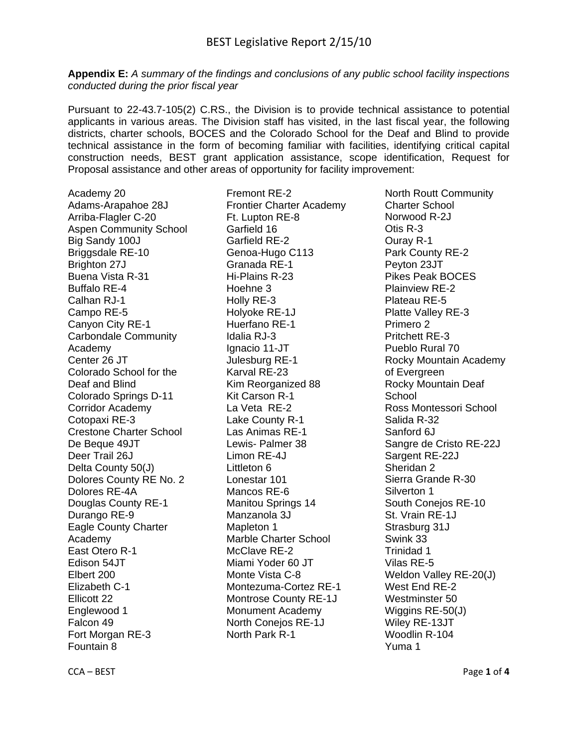**Appendix E:** *A summary of the findings and conclusions of any public school facility inspections conducted during the prior fiscal year*

Pursuant to 22-43.7-105(2) C.RS., the Division is to provide technical assistance to potential applicants in various areas. The Division staff has visited, in the last fiscal year, the following districts, charter schools, BOCES and the Colorado School for the Deaf and Blind to provide technical assistance in the form of becoming familiar with facilities, identifying critical capital construction needs, BEST grant application assistance, scope identification, Request for Proposal assistance and other areas of opportunity for facility improvement:

Academy 20
Adams-Arapahoe 28J
Arriba-Flagler C-20
Aspen Community School
Big Sandy 100J
Briggsdale RE-10
Brighton 27J
Buena Vista R-31
Buffalo RE-4
Calhan RJ-1
Campo RE-5
Canyon City RE-1
Carbondale Community Academy
Center 26 JT
Colorado School for the Deaf and Blind
Colorado Springs D-11
Corridor Academy
Cotopaxi RE-3
Crestone Charter School
De Beque 49JT
Deer Trail 26J
Delta County 50(J)
Dolores County RE No. 2
Dolores RE-4A
Douglas County RE-1
Durango RE-9
Eagle County Charter Academy
East Otero R-1
Edison 54JT
Elbert 200
Elizabeth C-1
Ellicott 22
Englewood 1
Falcon 49
Fort Morgan RE-3
Fountain 8
Fremont RE-2
Frontier Charter Academy
Ft. Lupton RE-8
Garfield 16
Garfield RE-2
Genoa-Hugo C113
Granada RE-1
Hi-Plains R-23
Hoehne 3
Holly RE-3
Holyoke RE-1J
Huerfano RE-1
Idalia RJ-3
Ignacio 11-JT
Julesburg RE-1
Karval RE-23
Kim Reorganized 88
Kit Carson R-1
La Veta RE-2
Lake County R-1
Las Animas RE-1
Lewis- Palmer 38
Limon RE-4J
Littleton 6
Lonestar 101
Mancos RE-6
Manitou Springs 14
Manzanola 3J
Mapleton 1
Marble Charter School
McClave RE-2
Miami Yoder 60 JT
Monte Vista C-8
Montezuma-Cortez RE-1
Montrose County RE-1J
Monument Academy
North Conejos RE-1J
North Park R-1
North Routt Community Charter School
Norwood R-2J
Otis R-3
Ouray R-1
Park County RE-2
Peyton 23JT
Pikes Peak BOCES
Plainview RE-2
Plateau RE-5
Platte Valley RE-3
Primero 2
Pritchett RE-3
Pueblo Rural 70
Rocky Mountain Academy of Evergreen
Rocky Mountain Deaf School
Ross Montessori School
Salida R-32
Sanford 6J
Sangre de Cristo RE-22J
Sargent RE-22J
Sheridan 2
Sierra Grande R-30
Silverton 1
South Conejos RE-10
St. Vrain RE-1J
Strasburg 31J
Swink 33
Trinidad 1
Vilas RE-5
Weldon Valley RE-20(J)
West End RE-2
Westminster 50
Wiggins RE-50(J)
Wiley RE-13JT
Woodlin R-104
Yuma 1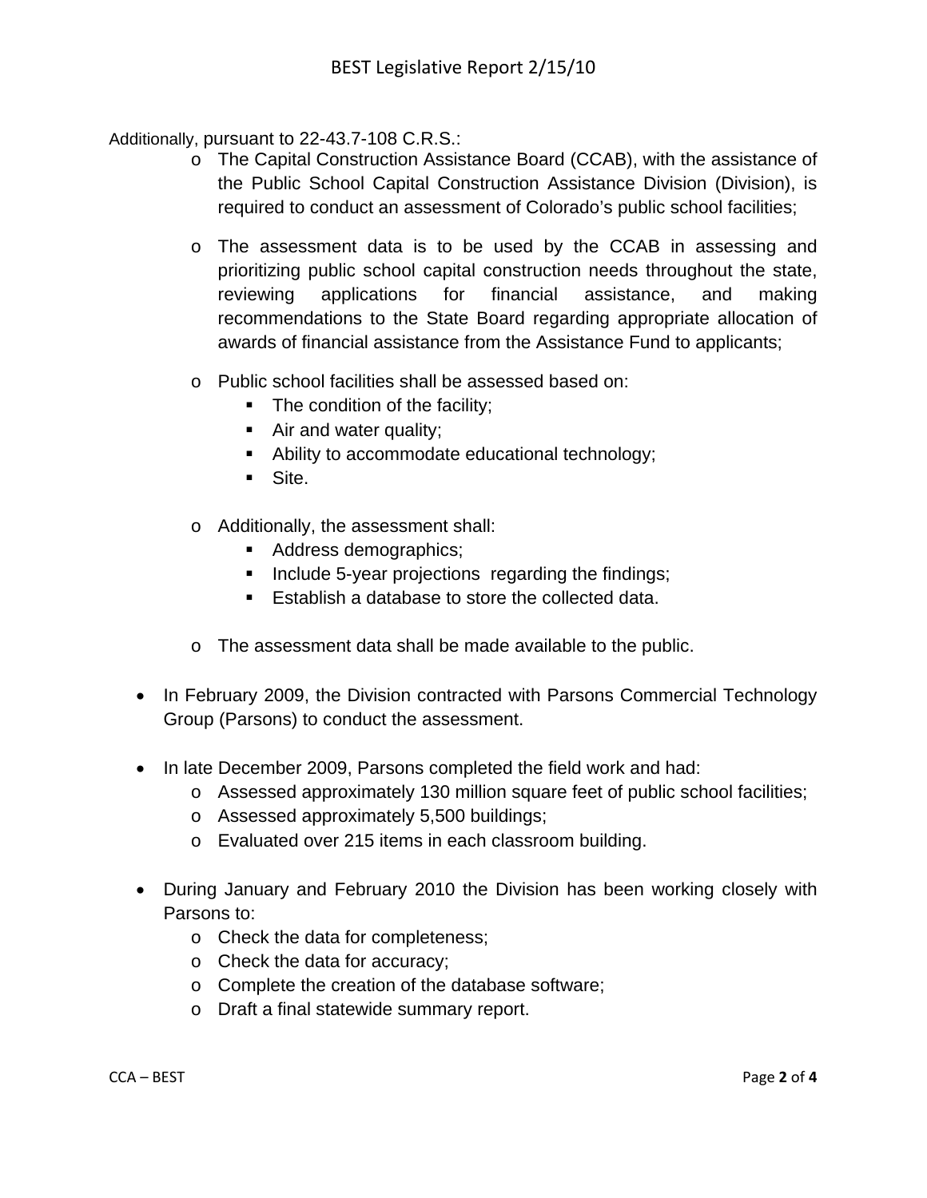Additionally, pursuant to 22-43.7-108 C.R.S.:

- The Capital Construction Assistance Board (CCAB), with the assistance of the Public School Capital Construction Assistance Division (Division), is required to conduct an assessment of Colorado's public school facilities;

- The assessment data is to be used by the CCAB in assessing and prioritizing public school capital construction needs throughout the state, reviewing applications for financial assistance, and making recommendations to the State Board regarding appropriate allocation of awards of financial assistance from the Assistance Fund to applicants;

- Public school facilities shall be assessed based on:
  - The condition of the facility;
  - Air and water quality;
  - Ability to accommodate educational technology;
  - Site.

- Additionally, the assessment shall:
  - Address demographics;
  - Include 5-year projections regarding the findings;
  - Establish a database to store the collected data.

- The assessment data shall be made available to the public.

- In February 2009, the Division contracted with Parsons Commercial Technology Group (Parsons) to conduct the assessment.

- In late December 2009, Parsons completed the field work and had:
  - Assessed approximately 130 million square feet of public school facilities;
  - Assessed approximately 5,500 buildings;
  - Evaluated over 215 items in each classroom building.

- During January and February 2010 the Division has been working closely with Parsons to:
  - Check the data for completeness;
  - Check the data for accuracy;
  - Complete the creation of the database software;
  - Draft a final statewide summary report.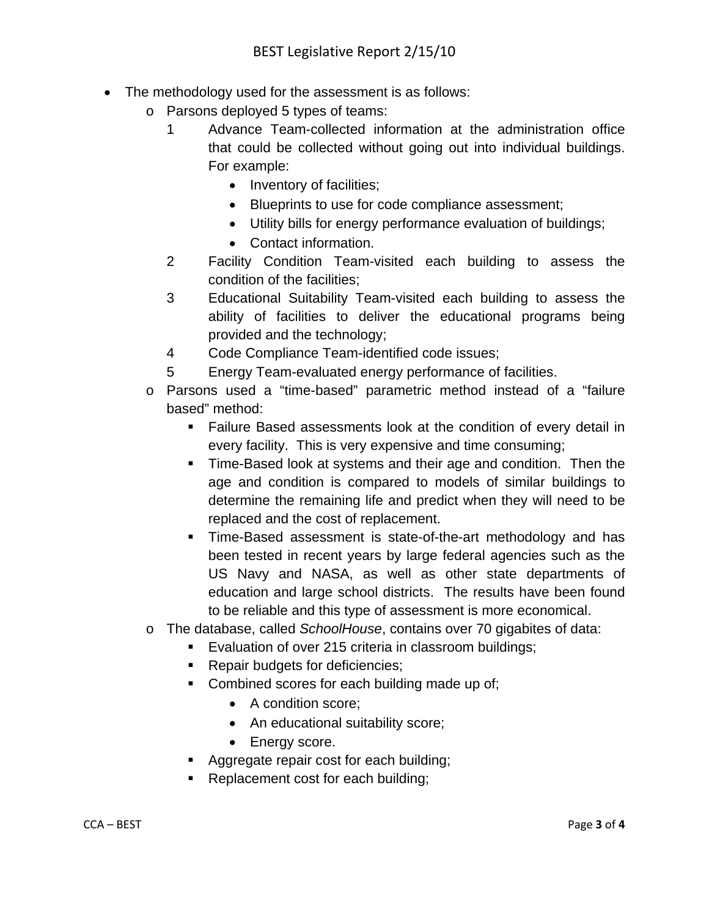- The methodology used for the assessment is as follows:
    - Parsons deployed 5 types of teams:
        1. Advance Team-collected information at the administration office that could be collected without going out into individual buildings. For example:
            - Inventory of facilities;
            - Blueprints to use for code compliance assessment;
            - Utility bills for energy performance evaluation of buildings;
            - Contact information.
        2. Facility Condition Team-visited each building to assess the condition of the facilities;
        3. Educational Suitability Team-visited each building to assess the ability of facilities to deliver the educational programs being provided and the technology;
        4. Code Compliance Team-identified code issues;
        5. Energy Team-evaluated energy performance of facilities.
    - Parsons used a "time-based" parametric method instead of a "failure based" method:
        - Failure Based assessments look at the condition of every detail in every facility. This is very expensive and time consuming;
        - Time-Based look at systems and their age and condition. Then the age and condition is compared to models of similar buildings to determine the remaining life and predict when they will need to be replaced and the cost of replacement.
        - Time-Based assessment is state-of-the-art methodology and has been tested in recent years by large federal agencies such as the US Navy and NASA, as well as other state departments of education and large school districts. The results have been found to be reliable and this type of assessment is more economical.
    - The database, called *SchoolHouse*, contains over 70 gigabites of data:
        - Evaluation of over 215 criteria in classroom buildings;
        - Repair budgets for deficiencies;
        - Combined scores for each building made up of;
            - A condition score;
            - An educational suitability score;
            - Energy score.
        - Aggregate repair cost for each building;
        - Replacement cost for each building;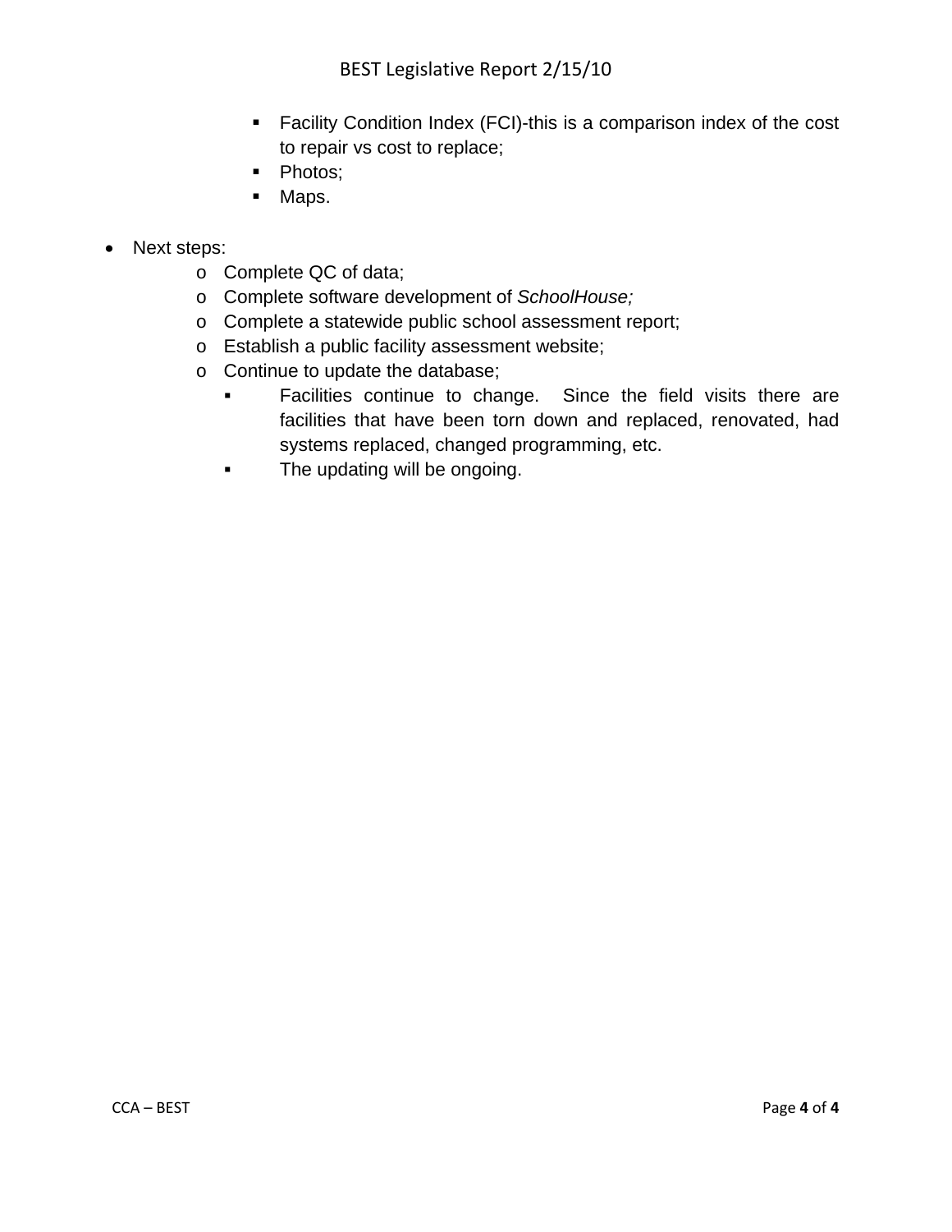- Facility Condition Index (FCI)-this is a comparison index of the cost to repair vs cost to replace;
        - Photos;
        - Maps.

- Next steps:
    - Complete QC of data;
    - Complete software development of *SchoolHouse;*
    - Complete a statewide public school assessment report;
    - Establish a public facility assessment website;
    - Continue to update the database;
        - Facilities continue to change. Since the field visits there are facilities that have been torn down and replaced, renovated, had systems replaced, changed programming, etc.
        - The updating will be ongoing.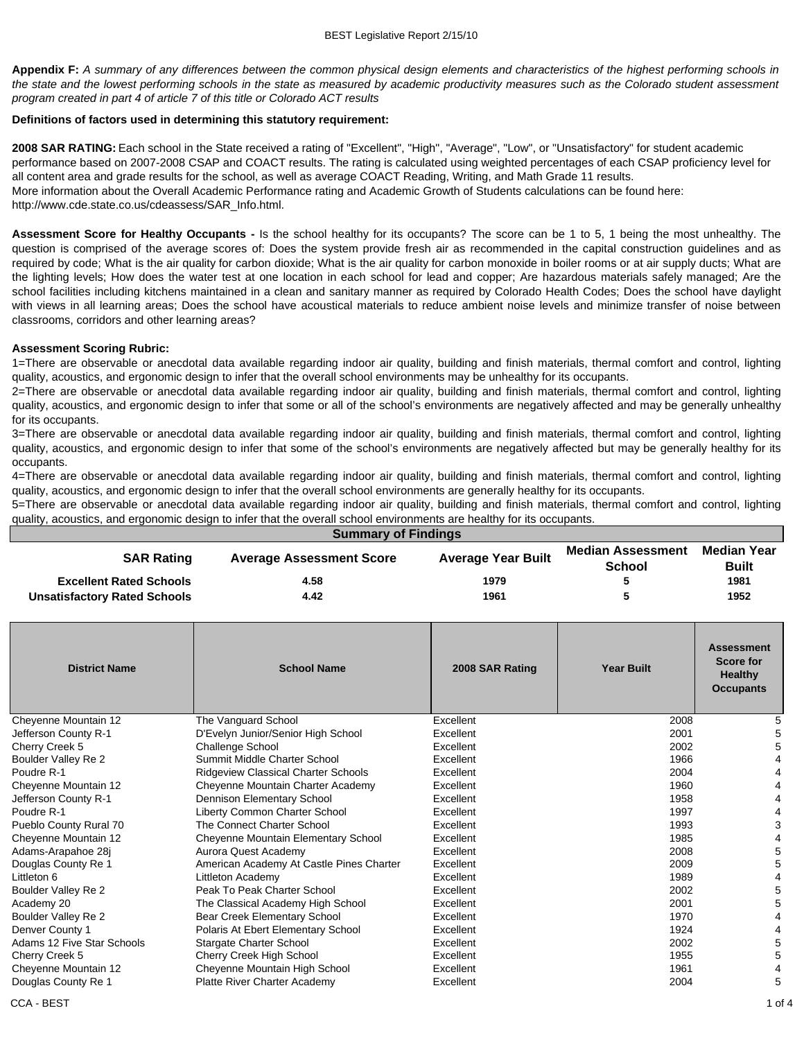**Appendix F:** *A summary of any differences between the common physical design elements and characteristics of the highest performing schools in the state and the lowest performing schools in the state as measured by academic productivity measures such as the Colorado student assessment program created in part 4 of article 7 of this title or Colorado ACT results*

**Definitions of factors used in determining this statutory requirement:**

**2008 SAR RATING:** Each school in the State received a rating of "Excellent", "High", "Average", "Low", or "Unsatisfactory" for student academic performance based on 2007-2008 CSAP and COACT results. The rating is calculated using weighted percentages of each CSAP proficiency level for all content area and grade results for the school, as well as average COACT Reading, Writing, and Math Grade 11 results.
More information about the Overall Academic Performance rating and Academic Growth of Students calculations can be found here: http://www.cde.state.co.us/cdeassess/SAR_Info.html.

**Assessment Score for Healthy Occupants -** Is the school healthy for its occupants? The score can be 1 to 5, 1 being the most unhealthy. The question is comprised of the average scores of: Does the system provide fresh air as recommended in the capital construction guidelines and as required by code; What is the air quality for carbon dioxide; What is the air quality for carbon monoxide in boiler rooms or at air supply ducts; What are the lighting levels; How does the water test at one location in each school for lead and copper; Are hazardous materials safely managed; Are the school facilities including kitchens maintained in a clean and sanitary manner as required by Colorado Health Codes; Does the school have daylight with views in all learning areas; Does the school have acoustical materials to reduce ambient noise levels and minimize transfer of noise between classrooms, corridors and other learning areas?

**Assessment Scoring Rubric:**
1=There are observable or anecdotal data available regarding indoor air quality, building and finish materials, thermal comfort and control, lighting quality, acoustics, and ergonomic design to infer that the overall school environments may be unhealthy for its occupants.
2=There are observable or anecdotal data available regarding indoor air quality, building and finish materials, thermal comfort and control, lighting quality, acoustics, and ergonomic design to infer that some or all of the school's environments are negatively affected and may be generally unhealthy for its occupants.
3=There are observable or anecdotal data available regarding indoor air quality, building and finish materials, thermal comfort and control, lighting quality, acoustics, and ergonomic design to infer that some of the school's environments are negatively affected but may be generally healthy for its occupants.
4=There are observable or anecdotal data available regarding indoor air quality, building and finish materials, thermal comfort and control, lighting quality, acoustics, and ergonomic design to infer that the overall school environments are generally healthy for its occupants.
5=There are observable or anecdotal data available regarding indoor air quality, building and finish materials, thermal comfort and control, lighting quality, acoustics, and ergonomic design to infer that the overall school environments are healthy for its occupants.

**Summary of Findings**

| SAR Rating | Average Assessment Score | Average Year Built | Median Assessment School | Median Year Built |
|---|---|---|---|---|
| Excellent Rated Schools | 4.58 | 1979 | 5 | 1981 |
| Unsatisfactory Rated Schools | 4.42 | 1961 | 5 | 1952 |

| District Name | School Name | 2008 SAR Rating | Year Built | Assessment Score for Healthy Occupants |
|---|---|---|---|---|
| Cheyenne Mountain 12 | The Vanguard School | Excellent | 2008 | 5 |
| Jefferson County R-1 | D'Evelyn Junior/Senior High School | Excellent | 2001 | 5 |
| Cherry Creek 5 | Challenge School | Excellent | 2002 | 5 |
| Boulder Valley Re 2 | Summit Middle Charter School | Excellent | 1966 | 4 |
| Poudre R-1 | Ridgeview Classical Charter Schools | Excellent | 2004 | 4 |
| Cheyenne Mountain 12 | Cheyenne Mountain Charter Academy | Excellent | 1960 | 4 |
| Jefferson County R-1 | Dennison Elementary School | Excellent | 1958 | 4 |
| Poudre R-1 | Liberty Common Charter School | Excellent | 1997 | 4 |
| Pueblo County Rural 70 | The Connect Charter School | Excellent | 1993 | 3 |
| Cheyenne Mountain 12 | Cheyenne Mountain Elementary School | Excellent | 1985 | 4 |
| Adams-Arapahoe 28j | Aurora Quest Academy | Excellent | 2008 | 5 |
| Douglas County Re 1 | American Academy At Castle Pines Charter | Excellent | 2009 | 5 |
| Littleton 6 | Littleton Academy | Excellent | 1989 | 4 |
| Boulder Valley Re 2 | Peak To Peak Charter School | Excellent | 2002 | 5 |
| Academy 20 | The Classical Academy High School | Excellent | 2001 | 5 |
| Boulder Valley Re 2 | Bear Creek Elementary School | Excellent | 1970 | 4 |
| Denver County 1 | Polaris At Ebert Elementary School | Excellent | 1924 | 4 |
| Adams 12 Five Star Schools | Stargate Charter School | Excellent | 2002 | 5 |
| Cherry Creek 5 | Cherry Creek High School | Excellent | 1955 | 5 |
| Cheyenne Mountain 12 | Cheyenne Mountain High School | Excellent | 1961 | 4 |
| Douglas County Re 1 | Platte River Charter Academy | Excellent | 2004 | 5 |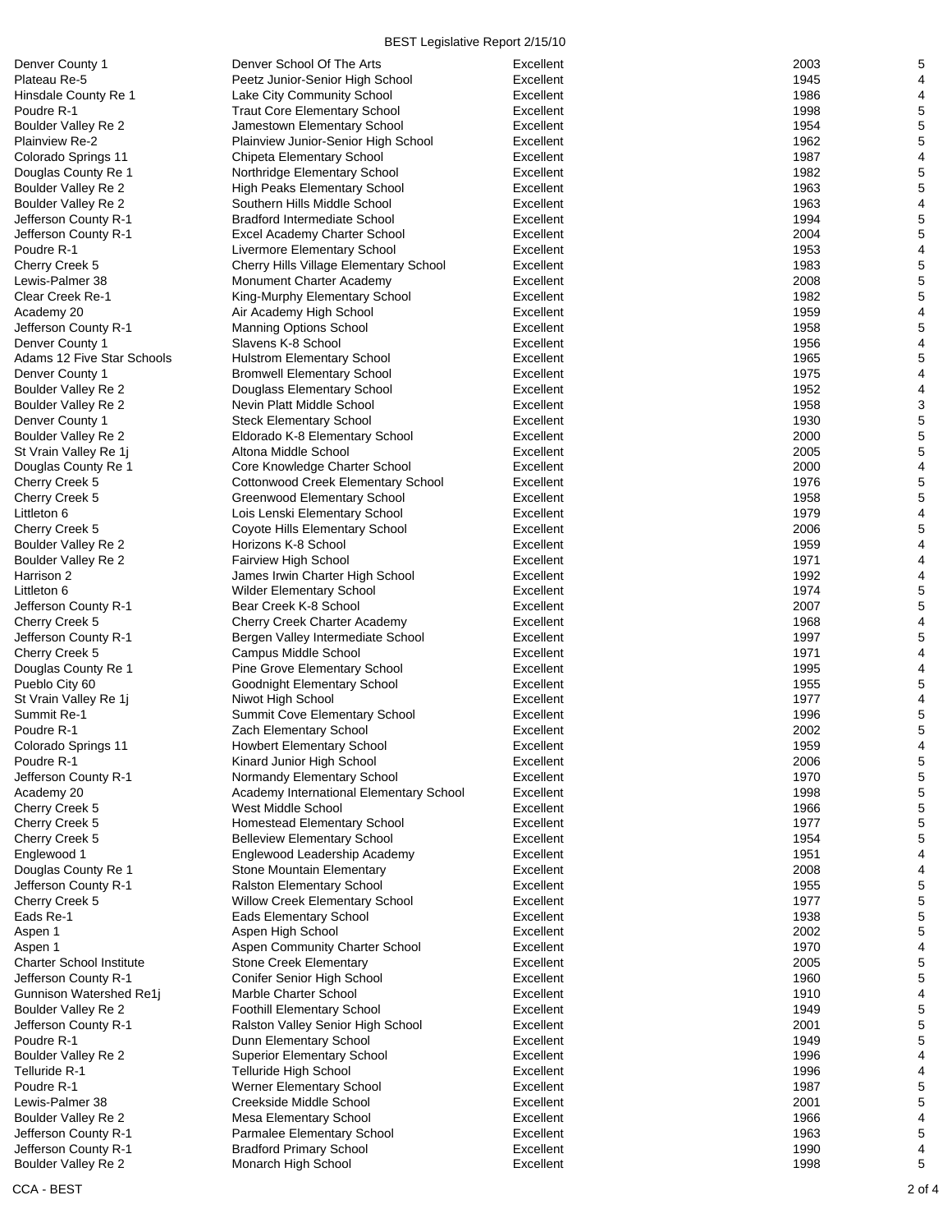| | | | | |
|---|---|---|---|---|
| Denver County 1 | Denver School Of The Arts | Excellent | 2003 | 5 |
| Plateau Re-5 | Peetz Junior-Senior High School | Excellent | 1945 | 4 |
| Hinsdale County Re 1 | Lake City Community School | Excellent | 1986 | 4 |
| Poudre R-1 | Traut Core Elementary School | Excellent | 1998 | 5 |
| Boulder Valley Re 2 | Jamestown Elementary School | Excellent | 1954 | 5 |
| Plainview Re-2 | Plainview Junior-Senior High School | Excellent | 1962 | 5 |
| Colorado Springs 11 | Chipeta Elementary School | Excellent | 1987 | 4 |
| Douglas County Re 1 | Northridge Elementary School | Excellent | 1982 | 5 |
| Boulder Valley Re 2 | High Peaks Elementary School | Excellent | 1963 | 5 |
| Boulder Valley Re 2 | Southern Hills Middle School | Excellent | 1963 | 4 |
| Jefferson County R-1 | Bradford Intermediate School | Excellent | 1994 | 5 |
| Jefferson County R-1 | Excel Academy Charter School | Excellent | 2004 | 5 |
| Poudre R-1 | Livermore Elementary School | Excellent | 1953 | 4 |
| Cherry Creek 5 | Cherry Hills Village Elementary School | Excellent | 1983 | 5 |
| Lewis-Palmer 38 | Monument Charter Academy | Excellent | 2008 | 5 |
| Clear Creek Re-1 | King-Murphy Elementary School | Excellent | 1982 | 5 |
| Academy 20 | Air Academy High School | Excellent | 1959 | 4 |
| Jefferson County R-1 | Manning Options School | Excellent | 1958 | 5 |
| Denver County 1 | Slavens K-8 School | Excellent | 1956 | 4 |
| Adams 12 Five Star Schools | Hulstrom Elementary School | Excellent | 1965 | 5 |
| Denver County 1 | Bromwell Elementary School | Excellent | 1975 | 4 |
| Boulder Valley Re 2 | Douglass Elementary School | Excellent | 1952 | 4 |
| Boulder Valley Re 2 | Nevin Platt Middle School | Excellent | 1958 | 3 |
| Denver County 1 | Steck Elementary School | Excellent | 1930 | 5 |
| Boulder Valley Re 2 | Eldorado K-8 Elementary School | Excellent | 2000 | 5 |
| St Vrain Valley Re 1j | Altona Middle School | Excellent | 2005 | 5 |
| Douglas County Re 1 | Core Knowledge Charter School | Excellent | 2000 | 4 |
| Cherry Creek 5 | Cottonwood Creek Elementary School | Excellent | 1976 | 5 |
| Cherry Creek 5 | Greenwood Elementary School | Excellent | 1958 | 5 |
| Littleton 6 | Lois Lenski Elementary School | Excellent | 1979 | 4 |
| Cherry Creek 5 | Coyote Hills Elementary School | Excellent | 2006 | 5 |
| Boulder Valley Re 2 | Horizons K-8 School | Excellent | 1959 | 4 |
| Boulder Valley Re 2 | Fairview High School | Excellent | 1971 | 4 |
| Harrison 2 | James Irwin Charter High School | Excellent | 1992 | 4 |
| Littleton 6 | Wilder Elementary School | Excellent | 1974 | 5 |
| Jefferson County R-1 | Bear Creek K-8 School | Excellent | 2007 | 5 |
| Cherry Creek 5 | Cherry Creek Charter Academy | Excellent | 1968 | 4 |
| Jefferson County R-1 | Bergen Valley Intermediate School | Excellent | 1997 | 5 |
| Cherry Creek 5 | Campus Middle School | Excellent | 1971 | 4 |
| Douglas County Re 1 | Pine Grove Elementary School | Excellent | 1995 | 4 |
| Pueblo City 60 | Goodnight Elementary School | Excellent | 1955 | 5 |
| St Vrain Valley Re 1j | Niwot High School | Excellent | 1977 | 4 |
| Summit Re-1 | Summit Cove Elementary School | Excellent | 1996 | 5 |
| Poudre R-1 | Zach Elementary School | Excellent | 2002 | 5 |
| Colorado Springs 11 | Howbert Elementary School | Excellent | 1959 | 4 |
| Poudre R-1 | Kinard Junior High School | Excellent | 2006 | 5 |
| Jefferson County R-1 | Normandy Elementary School | Excellent | 1970 | 5 |
| Academy 20 | Academy International Elementary School | Excellent | 1998 | 5 |
| Cherry Creek 5 | West Middle School | Excellent | 1966 | 5 |
| Cherry Creek 5 | Homestead Elementary School | Excellent | 1977 | 5 |
| Cherry Creek 5 | Belleview Elementary School | Excellent | 1954 | 5 |
| Englewood 1 | Englewood Leadership Academy | Excellent | 1951 | 4 |
| Douglas County Re 1 | Stone Mountain Elementary | Excellent | 2008 | 4 |
| Jefferson County R-1 | Ralston Elementary School | Excellent | 1955 | 5 |
| Cherry Creek 5 | Willow Creek Elementary School | Excellent | 1977 | 5 |
| Eads Re-1 | Eads Elementary School | Excellent | 1938 | 5 |
| Aspen 1 | Aspen High School | Excellent | 2002 | 5 |
| Aspen 1 | Aspen Community Charter School | Excellent | 1970 | 4 |
| Charter School Institute | Stone Creek Elementary | Excellent | 2005 | 5 |
| Jefferson County R-1 | Conifer Senior High School | Excellent | 1960 | 5 |
| Gunnison Watershed Re1j | Marble Charter School | Excellent | 1910 | 4 |
| Boulder Valley Re 2 | Foothill Elementary School | Excellent | 1949 | 5 |
| Jefferson County R-1 | Ralston Valley Senior High School | Excellent | 2001 | 5 |
| Poudre R-1 | Dunn Elementary School | Excellent | 1949 | 5 |
| Boulder Valley Re 2 | Superior Elementary School | Excellent | 1996 | 4 |
| Telluride R-1 | Telluride High School | Excellent | 1996 | 4 |
| Poudre R-1 | Werner Elementary School | Excellent | 1987 | 5 |
| Lewis-Palmer 38 | Creekside Middle School | Excellent | 2001 | 5 |
| Boulder Valley Re 2 | Mesa Elementary School | Excellent | 1966 | 4 |
| Jefferson County R-1 | Parmalee Elementary School | Excellent | 1963 | 5 |
| Jefferson County R-1 | Bradford Primary School | Excellent | 1990 | 4 |
| Boulder Valley Re 2 | Monarch High School | Excellent | 1998 | 5 |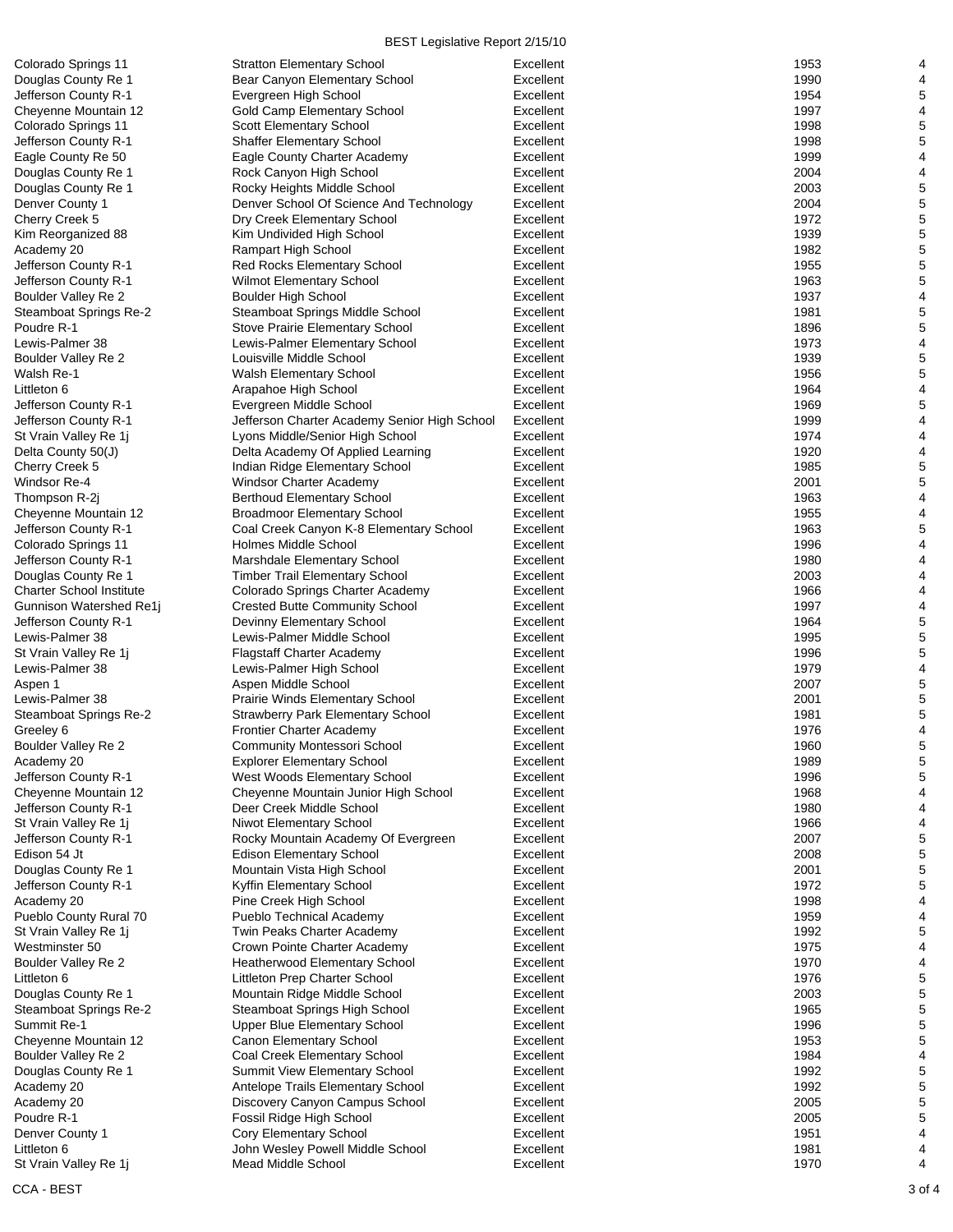| | | | | |
|---|---|---|---|---|
| Colorado Springs 11 | Stratton Elementary School | Excellent | 1953 | 4 |
| Douglas County Re 1 | Bear Canyon Elementary School | Excellent | 1990 | 4 |
| Jefferson County R-1 | Evergreen High School | Excellent | 1954 | 5 |
| Cheyenne Mountain 12 | Gold Camp Elementary School | Excellent | 1997 | 4 |
| Colorado Springs 11 | Scott Elementary School | Excellent | 1998 | 5 |
| Jefferson County R-1 | Shaffer Elementary School | Excellent | 1998 | 5 |
| Eagle County Re 50 | Eagle County Charter Academy | Excellent | 1999 | 4 |
| Douglas County Re 1 | Rock Canyon High School | Excellent | 2004 | 4 |
| Douglas County Re 1 | Rocky Heights Middle School | Excellent | 2003 | 5 |
| Denver County 1 | Denver School Of Science And Technology | Excellent | 2004 | 5 |
| Cherry Creek 5 | Dry Creek Elementary School | Excellent | 1972 | 5 |
| Kim Reorganized 88 | Kim Undivided High School | Excellent | 1939 | 5 |
| Academy 20 | Rampart High School | Excellent | 1982 | 5 |
| Jefferson County R-1 | Red Rocks Elementary School | Excellent | 1955 | 5 |
| Jefferson County R-1 | Wilmot Elementary School | Excellent | 1963 | 5 |
| Boulder Valley Re 2 | Boulder High School | Excellent | 1937 | 4 |
| Steamboat Springs Re-2 | Steamboat Springs Middle School | Excellent | 1981 | 5 |
| Poudre R-1 | Stove Prairie Elementary School | Excellent | 1896 | 5 |
| Lewis-Palmer 38 | Lewis-Palmer Elementary School | Excellent | 1973 | 4 |
| Boulder Valley Re 2 | Louisville Middle School | Excellent | 1939 | 5 |
| Walsh Re-1 | Walsh Elementary School | Excellent | 1956 | 5 |
| Littleton 6 | Arapahoe High School | Excellent | 1964 | 4 |
| Jefferson County R-1 | Evergreen Middle School | Excellent | 1969 | 5 |
| Jefferson County R-1 | Jefferson Charter Academy Senior High School | Excellent | 1999 | 4 |
| St Vrain Valley Re 1j | Lyons Middle/Senior High School | Excellent | 1974 | 4 |
| Delta County 50(J) | Delta Academy Of Applied Learning | Excellent | 1920 | 4 |
| Cherry Creek 5 | Indian Ridge Elementary School | Excellent | 1985 | 5 |
| Windsor Re-4 | Windsor Charter Academy | Excellent | 2001 | 5 |
| Thompson R-2j | Berthoud Elementary School | Excellent | 1963 | 4 |
| Cheyenne Mountain 12 | Broadmoor Elementary School | Excellent | 1955 | 4 |
| Jefferson County R-1 | Coal Creek Canyon K-8 Elementary School | Excellent | 1963 | 5 |
| Colorado Springs 11 | Holmes Middle School | Excellent | 1996 | 4 |
| Jefferson County R-1 | Marshdale Elementary School | Excellent | 1980 | 4 |
| Douglas County Re 1 | Timber Trail Elementary School | Excellent | 2003 | 4 |
| Charter School Institute | Colorado Springs Charter Academy | Excellent | 1966 | 4 |
| Gunnison Watershed Re1j | Crested Butte Community School | Excellent | 1997 | 4 |
| Jefferson County R-1 | Devinny Elementary School | Excellent | 1964 | 5 |
| Lewis-Palmer 38 | Lewis-Palmer Middle School | Excellent | 1995 | 5 |
| St Vrain Valley Re 1j | Flagstaff Charter Academy | Excellent | 1996 | 5 |
| Lewis-Palmer 38 | Lewis-Palmer High School | Excellent | 1979 | 4 |
| Aspen 1 | Aspen Middle School | Excellent | 2007 | 5 |
| Lewis-Palmer 38 | Prairie Winds Elementary School | Excellent | 2001 | 5 |
| Steamboat Springs Re-2 | Strawberry Park Elementary School | Excellent | 1981 | 5 |
| Greeley 6 | Frontier Charter Academy | Excellent | 1976 | 4 |
| Boulder Valley Re 2 | Community Montessori School | Excellent | 1960 | 5 |
| Academy 20 | Explorer Elementary School | Excellent | 1989 | 5 |
| Jefferson County R-1 | West Woods Elementary School | Excellent | 1996 | 5 |
| Cheyenne Mountain 12 | Cheyenne Mountain Junior High School | Excellent | 1968 | 4 |
| Jefferson County R-1 | Deer Creek Middle School | Excellent | 1980 | 4 |
| St Vrain Valley Re 1j | Niwot Elementary School | Excellent | 1966 | 4 |
| Jefferson County R-1 | Rocky Mountain Academy Of Evergreen | Excellent | 2007 | 5 |
| Edison 54 Jt | Edison Elementary School | Excellent | 2008 | 5 |
| Douglas County Re 1 | Mountain Vista High School | Excellent | 2001 | 5 |
| Jefferson County R-1 | Kyffin Elementary School | Excellent | 1972 | 5 |
| Academy 20 | Pine Creek High School | Excellent | 1998 | 4 |
| Pueblo County Rural 70 | Pueblo Technical Academy | Excellent | 1959 | 4 |
| St Vrain Valley Re 1j | Twin Peaks Charter Academy | Excellent | 1992 | 5 |
| Westminster 50 | Crown Pointe Charter Academy | Excellent | 1975 | 4 |
| Boulder Valley Re 2 | Heatherwood Elementary School | Excellent | 1970 | 4 |
| Littleton 6 | Littleton Prep Charter School | Excellent | 1976 | 5 |
| Douglas County Re 1 | Mountain Ridge Middle School | Excellent | 2003 | 5 |
| Steamboat Springs Re-2 | Steamboat Springs High School | Excellent | 1965 | 5 |
| Summit Re-1 | Upper Blue Elementary School | Excellent | 1996 | 5 |
| Cheyenne Mountain 12 | Canon Elementary School | Excellent | 1953 | 5 |
| Boulder Valley Re 2 | Coal Creek Elementary School | Excellent | 1984 | 4 |
| Douglas County Re 1 | Summit View Elementary School | Excellent | 1992 | 5 |
| Academy 20 | Antelope Trails Elementary School | Excellent | 1992 | 5 |
| Academy 20 | Discovery Canyon Campus School | Excellent | 2005 | 5 |
| Poudre R-1 | Fossil Ridge High School | Excellent | 2005 | 5 |
| Denver County 1 | Cory Elementary School | Excellent | 1951 | 4 |
| Littleton 6 | John Wesley Powell Middle School | Excellent | 1981 | 4 |
| St Vrain Valley Re 1j | Mead Middle School | Excellent | 1970 | 4 |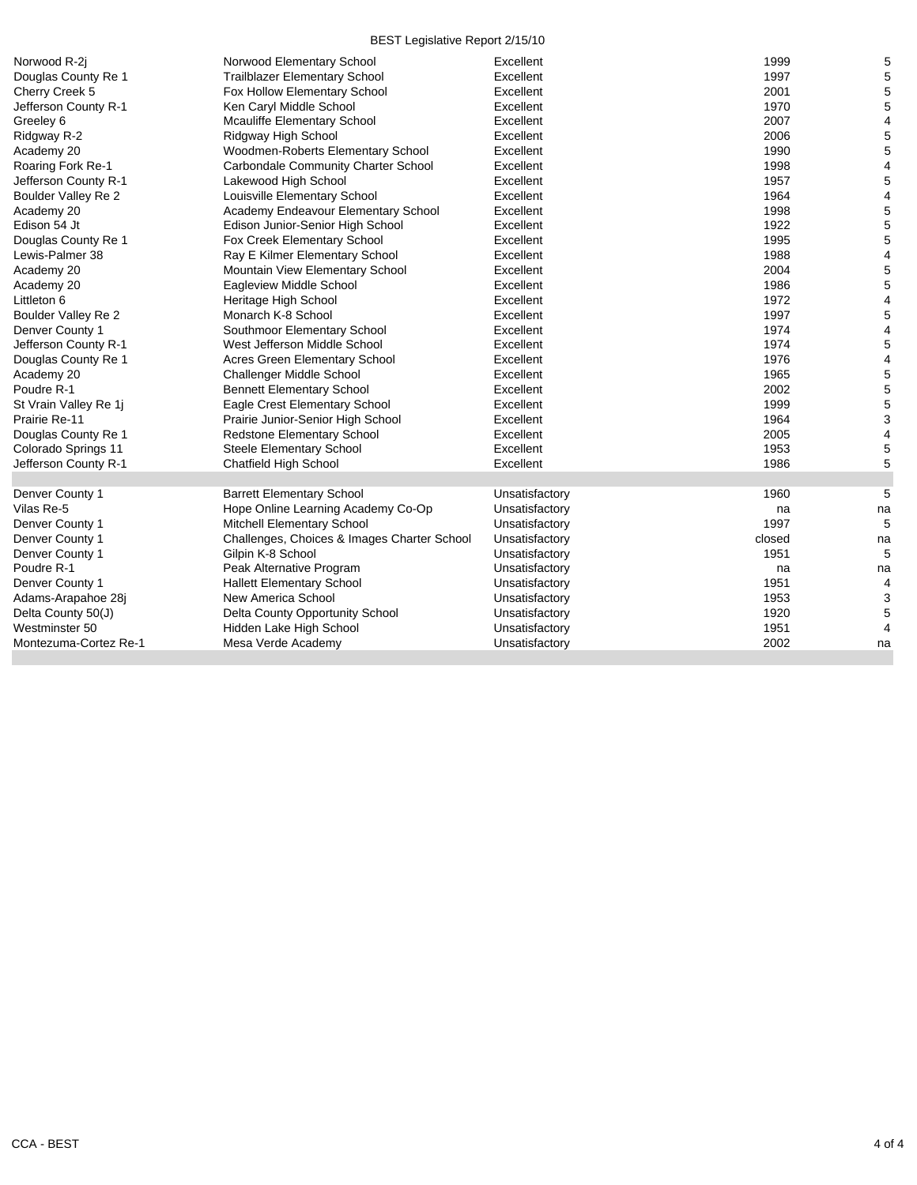| | | | | |
|---|---|---|---|---|
| Norwood R-2j | Norwood Elementary School | Excellent | 1999 | 5 |
| Douglas County Re 1 | Trailblazer Elementary School | Excellent | 1997 | 5 |
| Cherry Creek 5 | Fox Hollow Elementary School | Excellent | 2001 | 5 |
| Jefferson County R-1 | Ken Caryl Middle School | Excellent | 1970 | 5 |
| Greeley 6 | Mcauliffe Elementary School | Excellent | 2007 | 4 |
| Ridgway R-2 | Ridgway High School | Excellent | 2006 | 5 |
| Academy 20 | Woodmen-Roberts Elementary School | Excellent | 1990 | 5 |
| Roaring Fork Re-1 | Carbondale Community Charter School | Excellent | 1998 | 4 |
| Jefferson County R-1 | Lakewood High School | Excellent | 1957 | 5 |
| Boulder Valley Re 2 | Louisville Elementary School | Excellent | 1964 | 4 |
| Academy 20 | Academy Endeavour Elementary School | Excellent | 1998 | 5 |
| Edison 54 Jt | Edison Junior-Senior High School | Excellent | 1922 | 5 |
| Douglas County Re 1 | Fox Creek Elementary School | Excellent | 1995 | 5 |
| Lewis-Palmer 38 | Ray E Kilmer Elementary School | Excellent | 1988 | 4 |
| Academy 20 | Mountain View Elementary School | Excellent | 2004 | 5 |
| Academy 20 | Eagleview Middle School | Excellent | 1986 | 5 |
| Littleton 6 | Heritage High School | Excellent | 1972 | 4 |
| Boulder Valley Re 2 | Monarch K-8 School | Excellent | 1997 | 5 |
| Denver County 1 | Southmoor Elementary School | Excellent | 1974 | 4 |
| Jefferson County R-1 | West Jefferson Middle School | Excellent | 1974 | 5 |
| Douglas County Re 1 | Acres Green Elementary School | Excellent | 1976 | 4 |
| Academy 20 | Challenger Middle School | Excellent | 1965 | 5 |
| Poudre R-1 | Bennett Elementary School | Excellent | 2002 | 5 |
| St Vrain Valley Re 1j | Eagle Crest Elementary School | Excellent | 1999 | 5 |
| Prairie Re-11 | Prairie Junior-Senior High School | Excellent | 1964 | 3 |
| Douglas County Re 1 | Redstone Elementary School | Excellent | 2005 | 4 |
| Colorado Springs 11 | Steele Elementary School | Excellent | 1953 | 5 |
| Jefferson County R-1 | Chatfield High School | Excellent | 1986 | 5 |
| | | | | |
| Denver County 1 | Barrett Elementary School | Unsatisfactory | 1960 | 5 |
| Vilas Re-5 | Hope Online Learning Academy Co-Op | Unsatisfactory | na | na |
| Denver County 1 | Mitchell Elementary School | Unsatisfactory | 1997 | 5 |
| Denver County 1 | Challenges, Choices & Images Charter School | Unsatisfactory | closed | na |
| Denver County 1 | Gilpin K-8 School | Unsatisfactory | 1951 | 5 |
| Poudre R-1 | Peak Alternative Program | Unsatisfactory | na | na |
| Denver County 1 | Hallett Elementary School | Unsatisfactory | 1951 | 4 |
| Adams-Arapahoe 28j | New America School | Unsatisfactory | 1953 | 3 |
| Delta County 50(J) | Delta County Opportunity School | Unsatisfactory | 1920 | 5 |
| Westminster 50 | Hidden Lake High School | Unsatisfactory | 1951 | 4 |
| Montezuma-Cortez Re-1 | Mesa Verde Academy | Unsatisfactory | 2002 | na |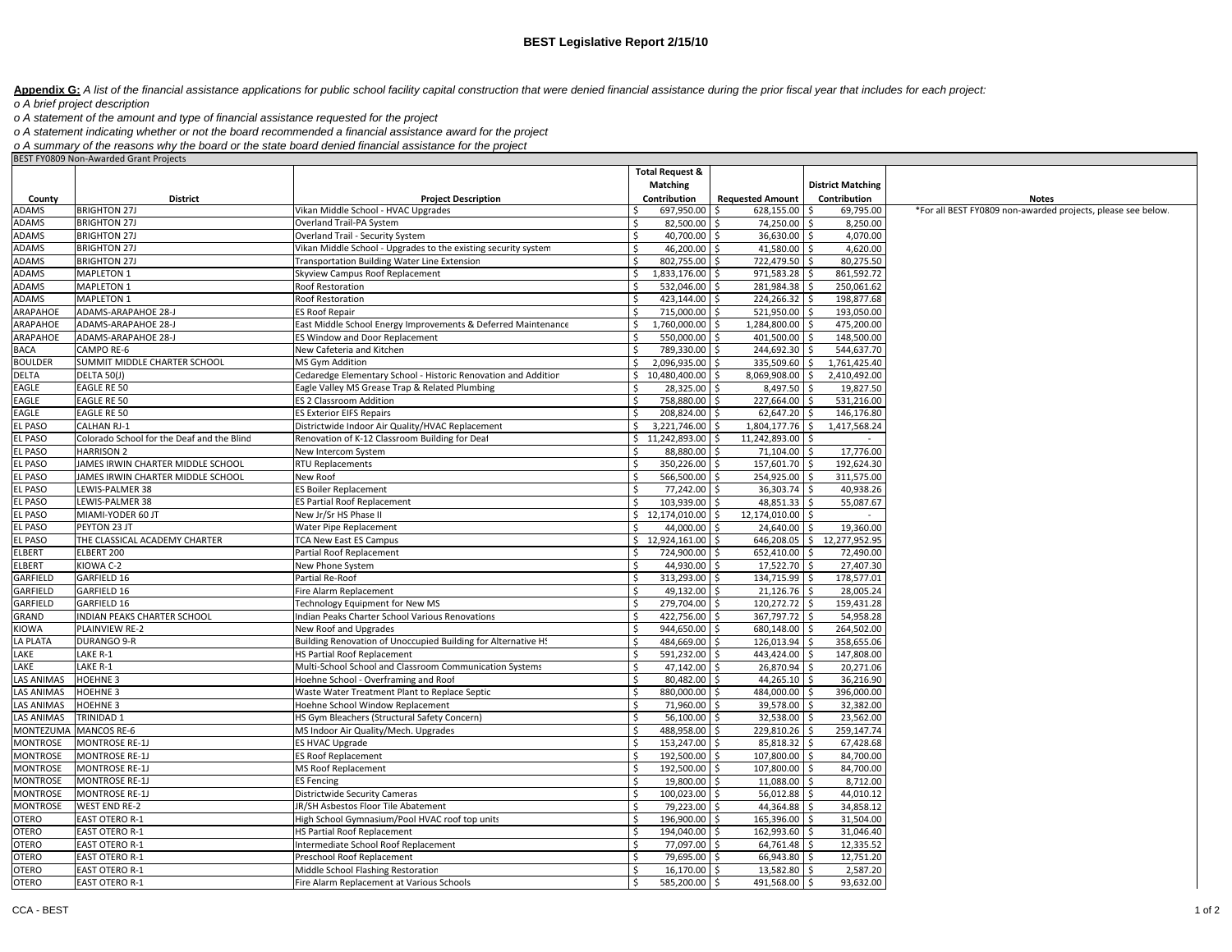## BEST Legislative Report 2/15/10

**Appendix G:** *A list of the financial assistance applications for public school facility capital construction that were denied financial assistance during the prior fiscal year that includes for each project:*

*o A brief project description*

*o A statement of the amount and type of financial assistance requested for the project*

*o A statement indicating whether or not the board recommended a financial assistance award for the project*

*o A summary of the reasons why the board or the state board denied financial assistance for the project*

BEST FY0809 Non-Awarded Grant Projects

| County | District | Project Description | Total Request & Matching Contribution | Requested Amount | District Matching Contribution | Notes |
|---|---|---|---|---|---|---|
| ADAMS | BRIGHTON 27J | Vikan Middle School - HVAC Upgrades | $ 697,950.00 | $ 628,155.00 | $ 69,795.00 | *For all BEST FY0809 non-awarded projects, please see below. |
| ADAMS | BRIGHTON 27J | Overland Trail-PA System | $ 82,500.00 | $ 74,250.00 | $ 8,250.00 | |
| ADAMS | BRIGHTON 27J | Overland Trail - Security System | $ 40,700.00 | $ 36,630.00 | $ 4,070.00 | |
| ADAMS | BRIGHTON 27J | Vikan Middle School - Upgrades to the existing security system | $ 46,200.00 | $ 41,580.00 | $ 4,620.00 | |
| ADAMS | BRIGHTON 27J | Transportation Building Water Line Extension | $ 802,755.00 | $ 722,479.50 | $ 80,275.50 | |
| ADAMS | MAPLETON 1 | Skyview Campus Roof Replacement | $ 1,833,176.00 | $ 971,583.28 | $ 861,592.72 | |
| ADAMS | MAPLETON 1 | Roof Restoration | $ 532,046.00 | $ 281,984.38 | $ 250,061.62 | |
| ADAMS | MAPLETON 1 | Roof Restoration | $ 423,144.00 | $ 224,266.32 | $ 198,877.68 | |
| ARAPAHOE | ADAMS-ARAPAHOE 28-J | ES Roof Repair | $ 715,000.00 | $ 521,950.00 | $ 193,050.00 | |
| ARAPAHOE | ADAMS-ARAPAHOE 28-J | East Middle School Energy Improvements & Deferred Maintenance | $ 1,760,000.00 | $ 1,284,800.00 | $ 475,200.00 | |
| ARAPAHOE | ADAMS-ARAPAHOE 28-J | ES Window and Door Replacement | $ 550,000.00 | $ 401,500.00 | $ 148,500.00 | |
| BACA | CAMPO RE-6 | New Cafeteria and Kitchen | $ 789,330.00 | $ 244,692.30 | $ 544,637.70 | |
| BOULDER | SUMMIT MIDDLE CHARTER SCHOOL | MS Gym Addition | $ 2,096,935.00 | $ 335,509.60 | $ 1,761,425.40 | |
| DELTA | DELTA 50(J) | Cedaredge Elementary School - Historic Renovation and Addition | $ 10,480,400.00 | $ 8,069,908.00 | $ 2,410,492.00 | |
| EAGLE | EAGLE RE 50 | Eagle Valley MS Grease Trap & Related Plumbing | $ 28,325.00 | $ 8,497.50 | $ 19,827.50 | |
| EAGLE | EAGLE RE 50 | ES 2 Classroom Addition | $ 758,880.00 | $ 227,664.00 | $ 531,216.00 | |
| EAGLE | EAGLE RE 50 | ES Exterior EIFS Repairs | $ 208,824.00 | $ 62,647.20 | $ 146,176.80 | |
| EL PASO | CALHAN RJ-1 | Districtwide Indoor Air Quality/HVAC Replacement | $ 3,221,746.00 | $ 1,804,177.76 | $ 1,417,568.24 | |
| EL PASO | Colorado School for the Deaf and the Blind | Renovation of K-12 Classroom Building for Deaf | $ 11,242,893.00 | $ 11,242,893.00 | $ - | |
| EL PASO | HARRISON 2 | New Intercom System | $ 88,880.00 | $ 71,104.00 | $ 17,776.00 | |
| EL PASO | JAMES IRWIN CHARTER MIDDLE SCHOOL | RTU Replacements | $ 350,226.00 | $ 157,601.70 | $ 192,624.30 | |
| EL PASO | JAMES IRWIN CHARTER MIDDLE SCHOOL | New Roof | $ 566,500.00 | $ 254,925.00 | $ 311,575.00 | |
| EL PASO | LEWIS-PALMER 38 | ES Boiler Replacement | $ 77,242.00 | $ 36,303.74 | $ 40,938.26 | |
| EL PASO | LEWIS-PALMER 38 | ES Partial Roof Replacement | $ 103,939.00 | $ 48,851.33 | $ 55,087.67 | |
| EL PASO | MIAMI-YODER 60 JT | New Jr/Sr HS Phase II | $ 12,174,010.00 | $ 12,174,010.00 | $ - | |
| EL PASO | PEYTON 23 JT | Water Pipe Replacement | $ 44,000.00 | $ 24,640.00 | $ 19,360.00 | |
| EL PASO | THE CLASSICAL ACADEMY CHARTER | TCA New East ES Campus | $ 12,924,161.00 | $ 646,208.05 | $ 12,277,952.95 | |
| ELBERT | ELBERT 200 | Partial Roof Replacement | $ 724,900.00 | $ 652,410.00 | $ 72,490.00 | |
| ELBERT | KIOWA C-2 | New Phone System | $ 44,930.00 | $ 17,522.70 | $ 27,407.30 | |
| GARFIELD | GARFIELD 16 | Partial Re-Roof | $ 313,293.00 | $ 134,715.99 | $ 178,577.01 | |
| GARFIELD | GARFIELD 16 | Fire Alarm Replacement | $ 49,132.00 | $ 21,126.76 | $ 28,005.24 | |
| GARFIELD | GARFIELD 16 | Technology Equipment for New MS | $ 279,704.00 | $ 120,272.72 | $ 159,431.28 | |
| GRAND | INDIAN PEAKS CHARTER SCHOOL | Indian Peaks Charter School Various Renovations | $ 422,756.00 | $ 367,797.72 | $ 54,958.28 | |
| KIOWA | PLAINVIEW RE-2 | New Roof and Upgrades | $ 944,650.00 | $ 680,148.00 | $ 264,502.00 | |
| LA PLATA | DURANGO 9-R | Building Renovation of Unoccupied Building for Alternative HS | $ 484,669.00 | $ 126,013.94 | $ 358,655.06 | |
| LAKE | LAKE R-1 | HS Partial Roof Replacement | $ 591,232.00 | $ 443,424.00 | $ 147,808.00 | |
| LAKE | LAKE R-1 | Multi-School School and Classroom Communication Systems | $ 47,142.00 | $ 26,870.94 | $ 20,271.06 | |
| LAS ANIMAS | HOEHNE 3 | Hoehne School - Overframing and Roof | $ 80,482.00 | $ 44,265.10 | $ 36,216.90 | |
| LAS ANIMAS | HOEHNE 3 | Waste Water Treatment Plant to Replace Septic | $ 880,000.00 | $ 484,000.00 | $ 396,000.00 | |
| LAS ANIMAS | HOEHNE 3 | Hoehne School Window Replacement | $ 71,960.00 | $ 39,578.00 | $ 32,382.00 | |
| LAS ANIMAS | TRINIDAD 1 | HS Gym Bleachers (Structural Safety Concern) | $ 56,100.00 | $ 32,538.00 | $ 23,562.00 | |
| MONTEZUMA | MANCOS RE-6 | MS Indoor Air Quality/Mech. Upgrades | $ 488,958.00 | $ 229,810.26 | $ 259,147.74 | |
| MONTROSE | MONTROSE RE-1J | ES HVAC Upgrade | $ 153,247.00 | $ 85,818.32 | $ 67,428.68 | |
| MONTROSE | MONTROSE RE-1J | ES Roof Replacement | $ 192,500.00 | $ 107,800.00 | $ 84,700.00 | |
| MONTROSE | MONTROSE RE-1J | MS Roof Replacement | $ 192,500.00 | $ 107,800.00 | $ 84,700.00 | |
| MONTROSE | MONTROSE RE-1J | ES Fencing | $ 19,800.00 | $ 11,088.00 | $ 8,712.00 | |
| MONTROSE | MONTROSE RE-1J | Districtwide Security Cameras | $ 100,023.00 | $ 56,012.88 | $ 44,010.12 | |
| MONTROSE | WEST END RE-2 | JR/SH Asbestos Floor Tile Abatement | $ 79,223.00 | $ 44,364.88 | $ 34,858.12 | |
| OTERO | EAST OTERO R-1 | High School Gymnasium/Pool HVAC roof top units | $ 196,900.00 | $ 165,396.00 | $ 31,504.00 | |
| OTERO | EAST OTERO R-1 | HS Partial Roof Replacement | $ 194,040.00 | $ 162,993.60 | $ 31,046.40 | |
| OTERO | EAST OTERO R-1 | Intermediate School Roof Replacement | $ 77,097.00 | $ 64,761.48 | $ 12,335.52 | |
| OTERO | EAST OTERO R-1 | Preschool Roof Replacement | $ 79,695.00 | $ 66,943.80 | $ 12,751.20 | |
| OTERO | EAST OTERO R-1 | Middle School Flashing Restoration | $ 16,170.00 | $ 13,582.80 | $ 2,587.20 | |
| OTERO | EAST OTERO R-1 | Fire Alarm Replacement at Various Schools | $ 585,200.00 | $ 491,568.00 | $ 93,632.00 | |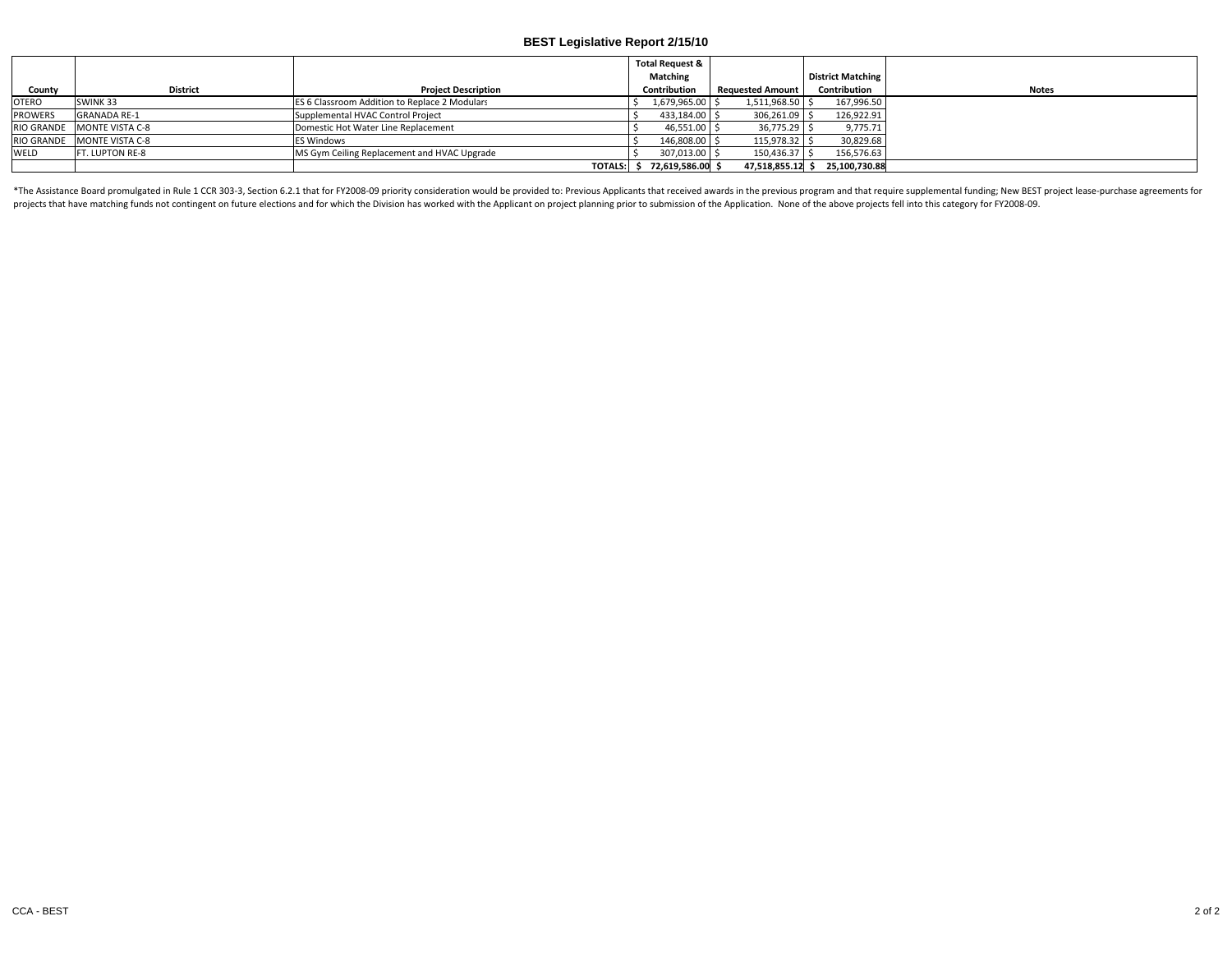# BEST Legislative Report 2/15/10

| County | District | Project Description | Total Request & Matching Contribution | Requested Amount | District Matching Contribution | Notes |
|---|---|---|---|---|---|---|
| OTERO | SWINK 33 | ES 6 Classroom Addition to Replace 2 Modulars | $ 1,679,965.00 | $ 1,511,968.50 | $ 167,996.50 | |
| PROWERS | GRANADA RE-1 | Supplemental HVAC Control Project | $ 433,184.00 | $ 306,261.09 | $ 126,922.91 | |
| RIO GRANDE | MONTE VISTA C-8 | Domestic Hot Water Line Replacement | $ 46,551.00 | $ 36,775.29 | $ 9,775.71 | |
| RIO GRANDE | MONTE VISTA C-8 | ES Windows | $ 146,808.00 | $ 115,978.32 | $ 30,829.68 | |
| WELD | FT. LUPTON RE-8 | MS Gym Ceiling Replacement and HVAC Upgrade | $ 307,013.00 | $ 150,436.37 | $ 156,576.63 | |
| | | **TOTALS:** | **$ 72,619,586.00** | **$ 47,518,855.12** | **$ 25,100,730.88** | |

*The Assistance Board promulgated in Rule 1 CCR 303-3, Section 6.2.1 that for FY2008-09 priority consideration would be provided to: Previous Applicants that received awards in the previous program and that require supplemental funding; New BEST project lease-purchase agreements for projects that have matching funds not contingent on future elections and for which the Division has worked with the Applicant on project planning prior to submission of the Application. None of the above projects fell into this category for FY2008-09.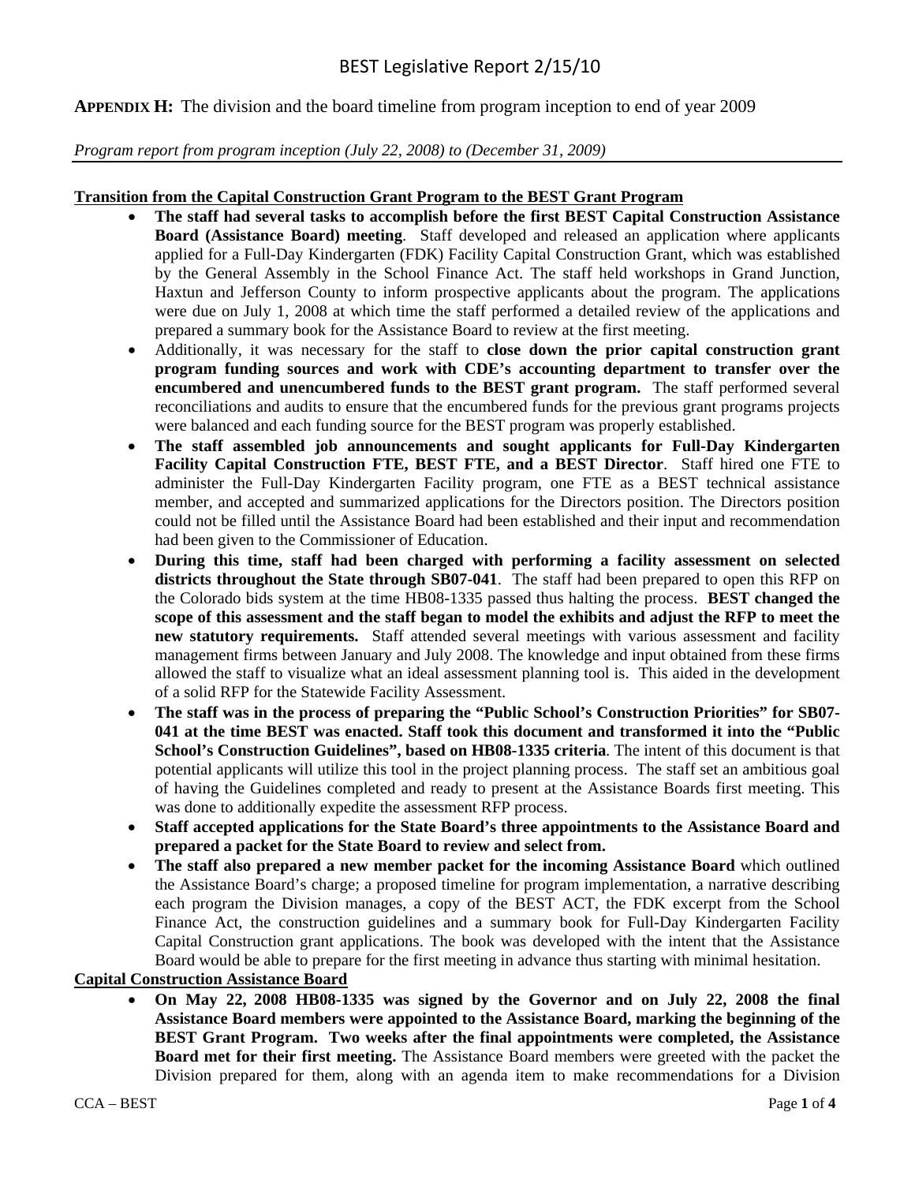**APPENDIX H:** The division and the board timeline from program inception to end of year 2009

*Program report from program inception (July 22, 2008) to (December 31, 2009)*

**Transition from the Capital Construction Grant Program to the BEST Grant Program**

- **The staff had several tasks to accomplish before the first BEST Capital Construction Assistance Board (Assistance Board) meeting**. Staff developed and released an application where applicants applied for a Full-Day Kindergarten (FDK) Facility Capital Construction Grant, which was established by the General Assembly in the School Finance Act. The staff held workshops in Grand Junction, Haxtun and Jefferson County to inform prospective applicants about the program. The applications were due on July 1, 2008 at which time the staff performed a detailed review of the applications and prepared a summary book for the Assistance Board to review at the first meeting.
- Additionally, it was necessary for the staff to **close down the prior capital construction grant program funding sources and work with CDE's accounting department to transfer over the encumbered and unencumbered funds to the BEST grant program.** The staff performed several reconciliations and audits to ensure that the encumbered funds for the previous grant programs projects were balanced and each funding source for the BEST program was properly established.
- **The staff assembled job announcements and sought applicants for Full-Day Kindergarten Facility Capital Construction FTE, BEST FTE, and a BEST Director**. Staff hired one FTE to administer the Full-Day Kindergarten Facility program, one FTE as a BEST technical assistance member, and accepted and summarized applications for the Directors position. The Directors position could not be filled until the Assistance Board had been established and their input and recommendation had been given to the Commissioner of Education.
- **During this time, staff had been charged with performing a facility assessment on selected districts throughout the State through SB07-041**. The staff had been prepared to open this RFP on the Colorado bids system at the time HB08-1335 passed thus halting the process. **BEST changed the scope of this assessment and the staff began to model the exhibits and adjust the RFP to meet the new statutory requirements.** Staff attended several meetings with various assessment and facility management firms between January and July 2008. The knowledge and input obtained from these firms allowed the staff to visualize what an ideal assessment planning tool is. This aided in the development of a solid RFP for the Statewide Facility Assessment.
- **The staff was in the process of preparing the "Public School's Construction Priorities" for SB07-041 at the time BEST was enacted. Staff took this document and transformed it into the "Public School's Construction Guidelines", based on HB08-1335 criteria**. The intent of this document is that potential applicants will utilize this tool in the project planning process. The staff set an ambitious goal of having the Guidelines completed and ready to present at the Assistance Boards first meeting. This was done to additionally expedite the assessment RFP process.
- **Staff accepted applications for the State Board's three appointments to the Assistance Board and prepared a packet for the State Board to review and select from.**
- **The staff also prepared a new member packet for the incoming Assistance Board** which outlined the Assistance Board's charge; a proposed timeline for program implementation, a narrative describing each program the Division manages, a copy of the BEST ACT, the FDK excerpt from the School Finance Act, the construction guidelines and a summary book for Full-Day Kindergarten Facility Capital Construction grant applications. The book was developed with the intent that the Assistance Board would be able to prepare for the first meeting in advance thus starting with minimal hesitation.

**Capital Construction Assistance Board**

- **On May 22, 2008 HB08-1335 was signed by the Governor and on July 22, 2008 the final Assistance Board members were appointed to the Assistance Board, marking the beginning of the BEST Grant Program. Two weeks after the final appointments were completed, the Assistance Board met for their first meeting.** The Assistance Board members were greeted with the packet the Division prepared for them, along with an agenda item to make recommendations for a Division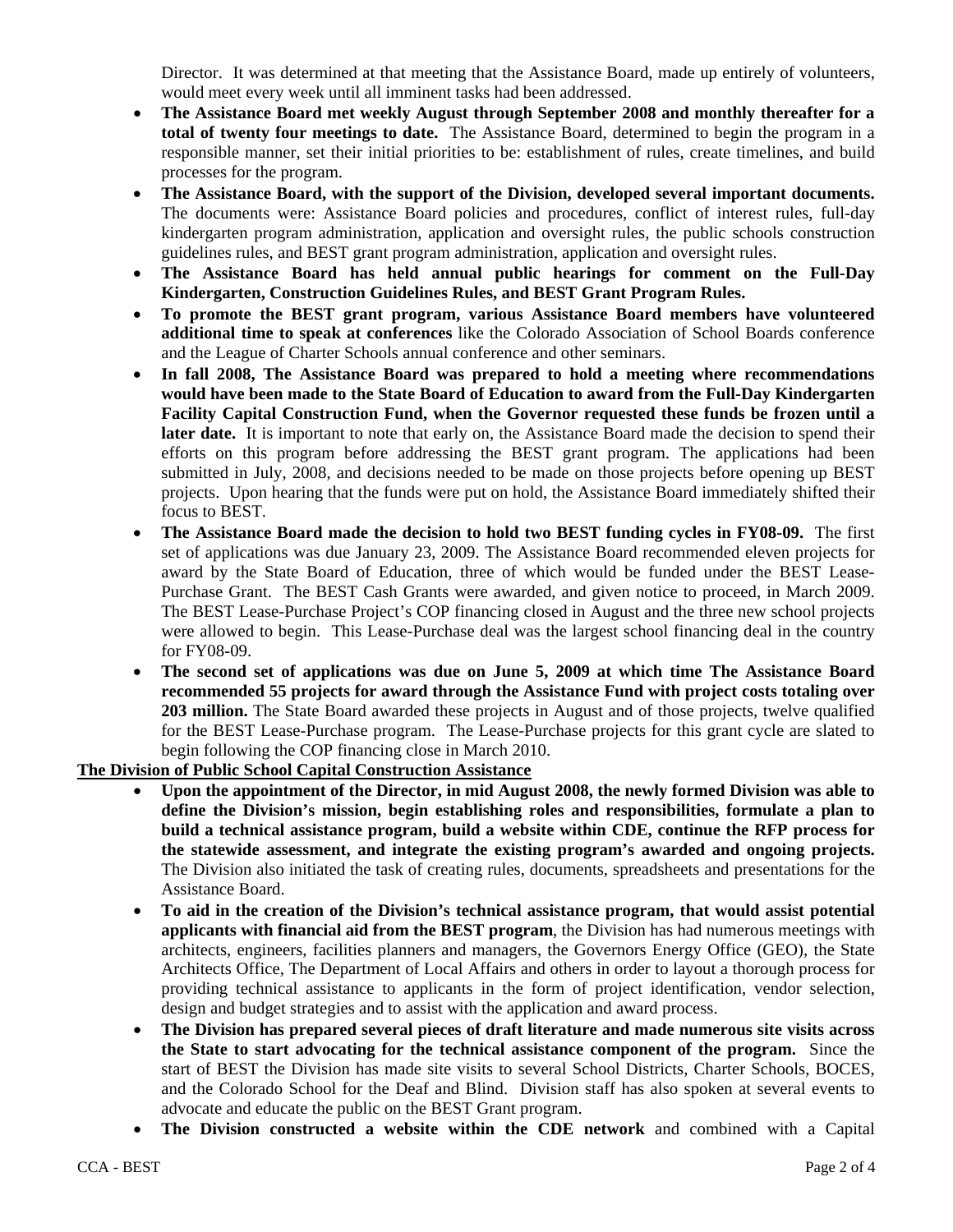Director. It was determined at that meeting that the Assistance Board, made up entirely of volunteers, would meet every week until all imminent tasks had been addressed.

- **The Assistance Board met weekly August through September 2008 and monthly thereafter for a total of twenty four meetings to date.** The Assistance Board, determined to begin the program in a responsible manner, set their initial priorities to be: establishment of rules, create timelines, and build processes for the program.
- **The Assistance Board, with the support of the Division, developed several important documents.** The documents were: Assistance Board policies and procedures, conflict of interest rules, full-day kindergarten program administration, application and oversight rules, the public schools construction guidelines rules, and BEST grant program administration, application and oversight rules.
- **The Assistance Board has held annual public hearings for comment on the Full-Day Kindergarten, Construction Guidelines Rules, and BEST Grant Program Rules.**
- **To promote the BEST grant program, various Assistance Board members have volunteered additional time to speak at conferences** like the Colorado Association of School Boards conference and the League of Charter Schools annual conference and other seminars.
- **In fall 2008, The Assistance Board was prepared to hold a meeting where recommendations would have been made to the State Board of Education to award from the Full-Day Kindergarten Facility Capital Construction Fund, when the Governor requested these funds be frozen until a later date.** It is important to note that early on, the Assistance Board made the decision to spend their efforts on this program before addressing the BEST grant program. The applications had been submitted in July, 2008, and decisions needed to be made on those projects before opening up BEST projects. Upon hearing that the funds were put on hold, the Assistance Board immediately shifted their focus to BEST.
- **The Assistance Board made the decision to hold two BEST funding cycles in FY08-09.** The first set of applications was due January 23, 2009. The Assistance Board recommended eleven projects for award by the State Board of Education, three of which would be funded under the BEST Lease-Purchase Grant. The BEST Cash Grants were awarded, and given notice to proceed, in March 2009. The BEST Lease-Purchase Project's COP financing closed in August and the three new school projects were allowed to begin. This Lease-Purchase deal was the largest school financing deal in the country for FY08-09.
- **The second set of applications was due on June 5, 2009 at which time The Assistance Board recommended 55 projects for award through the Assistance Fund with project costs totaling over 203 million.** The State Board awarded these projects in August and of those projects, twelve qualified for the BEST Lease-Purchase program. The Lease-Purchase projects for this grant cycle are slated to begin following the COP financing close in March 2010.

**The Division of Public School Capital Construction Assistance**

- **Upon the appointment of the Director, in mid August 2008, the newly formed Division was able to define the Division's mission, begin establishing roles and responsibilities, formulate a plan to build a technical assistance program, build a website within CDE, continue the RFP process for the statewide assessment, and integrate the existing program's awarded and ongoing projects.** The Division also initiated the task of creating rules, documents, spreadsheets and presentations for the Assistance Board.
- **To aid in the creation of the Division's technical assistance program, that would assist potential applicants with financial aid from the BEST program**, the Division has had numerous meetings with architects, engineers, facilities planners and managers, the Governors Energy Office (GEO), the State Architects Office, The Department of Local Affairs and others in order to layout a thorough process for providing technical assistance to applicants in the form of project identification, vendor selection, design and budget strategies and to assist with the application and award process.
- **The Division has prepared several pieces of draft literature and made numerous site visits across the State to start advocating for the technical assistance component of the program.** Since the start of BEST the Division has made site visits to several School Districts, Charter Schools, BOCES, and the Colorado School for the Deaf and Blind. Division staff has also spoken at several events to advocate and educate the public on the BEST Grant program.
- **The Division constructed a website within the CDE network** and combined with a Capital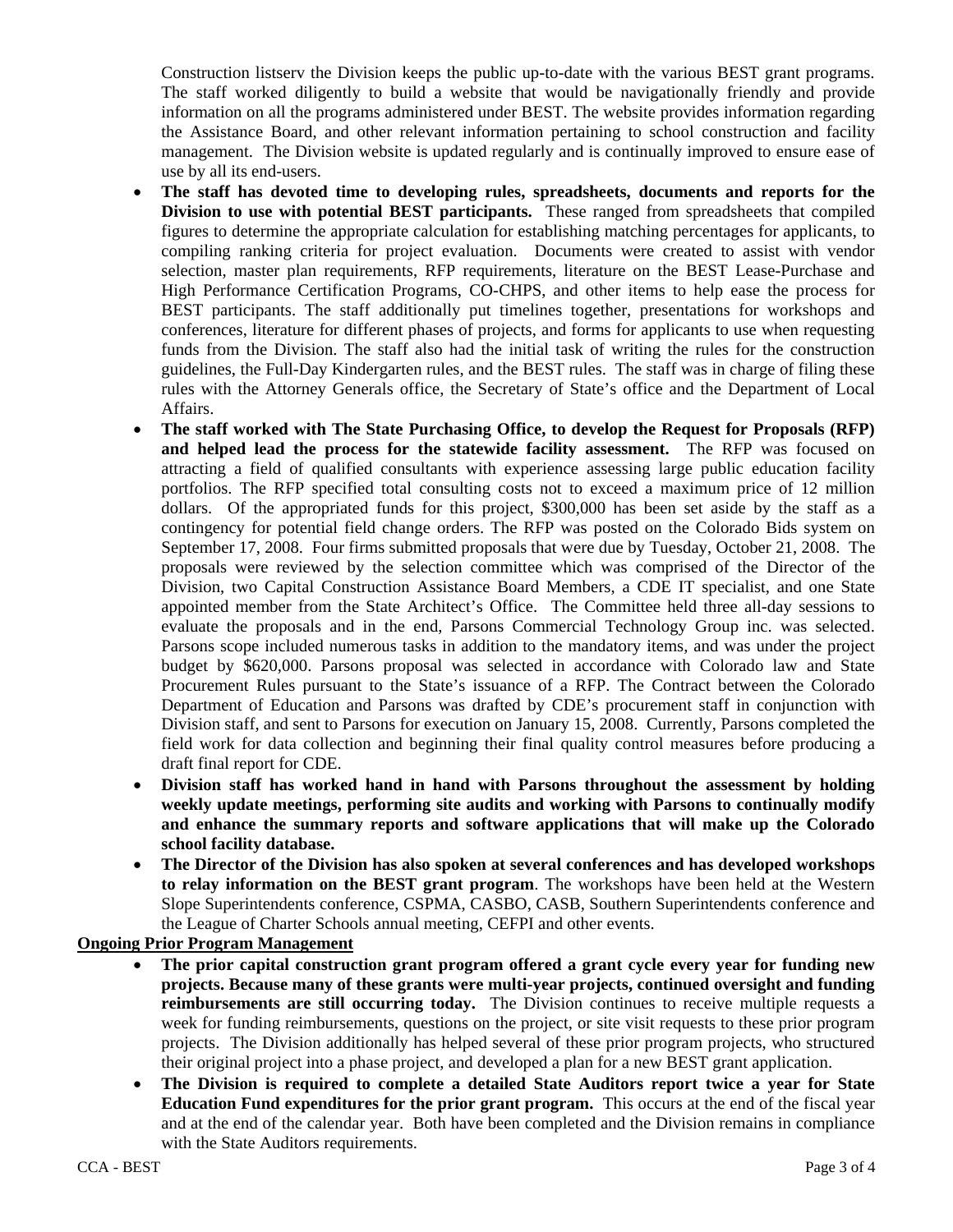Construction listserv the Division keeps the public up-to-date with the various BEST grant programs. The staff worked diligently to build a website that would be navigationally friendly and provide information on all the programs administered under BEST. The website provides information regarding the Assistance Board, and other relevant information pertaining to school construction and facility management. The Division website is updated regularly and is continually improved to ensure ease of use by all its end-users.

- **The staff has devoted time to developing rules, spreadsheets, documents and reports for the Division to use with potential BEST participants.** These ranged from spreadsheets that compiled figures to determine the appropriate calculation for establishing matching percentages for applicants, to compiling ranking criteria for project evaluation. Documents were created to assist with vendor selection, master plan requirements, RFP requirements, literature on the BEST Lease-Purchase and High Performance Certification Programs, CO-CHPS, and other items to help ease the process for BEST participants. The staff additionally put timelines together, presentations for workshops and conferences, literature for different phases of projects, and forms for applicants to use when requesting funds from the Division. The staff also had the initial task of writing the rules for the construction guidelines, the Full-Day Kindergarten rules, and the BEST rules. The staff was in charge of filing these rules with the Attorney Generals office, the Secretary of State's office and the Department of Local Affairs.
- **The staff worked with The State Purchasing Office, to develop the Request for Proposals (RFP) and helped lead the process for the statewide facility assessment.** The RFP was focused on attracting a field of qualified consultants with experience assessing large public education facility portfolios. The RFP specified total consulting costs not to exceed a maximum price of 12 million dollars. Of the appropriated funds for this project, $300,000 has been set aside by the staff as a contingency for potential field change orders. The RFP was posted on the Colorado Bids system on September 17, 2008. Four firms submitted proposals that were due by Tuesday, October 21, 2008. The proposals were reviewed by the selection committee which was comprised of the Director of the Division, two Capital Construction Assistance Board Members, a CDE IT specialist, and one State appointed member from the State Architect's Office. The Committee held three all-day sessions to evaluate the proposals and in the end, Parsons Commercial Technology Group inc. was selected. Parsons scope included numerous tasks in addition to the mandatory items, and was under the project budget by $620,000. Parsons proposal was selected in accordance with Colorado law and State Procurement Rules pursuant to the State's issuance of a RFP. The Contract between the Colorado Department of Education and Parsons was drafted by CDE's procurement staff in conjunction with Division staff, and sent to Parsons for execution on January 15, 2008. Currently, Parsons completed the field work for data collection and beginning their final quality control measures before producing a draft final report for CDE.
- **Division staff has worked hand in hand with Parsons throughout the assessment by holding weekly update meetings, performing site audits and working with Parsons to continually modify and enhance the summary reports and software applications that will make up the Colorado school facility database.**
- **The Director of the Division has also spoken at several conferences and has developed workshops to relay information on the BEST grant program**. The workshops have been held at the Western Slope Superintendents conference, CSPMA, CASBO, CASB, Southern Superintendents conference and the League of Charter Schools annual meeting, CEFPI and other events.

**Ongoing Prior Program Management**

- **The prior capital construction grant program offered a grant cycle every year for funding new projects. Because many of these grants were multi-year projects, continued oversight and funding reimbursements are still occurring today.** The Division continues to receive multiple requests a week for funding reimbursements, questions on the project, or site visit requests to these prior program projects. The Division additionally has helped several of these prior program projects, who structured their original project into a phase project, and developed a plan for a new BEST grant application.
- **The Division is required to complete a detailed State Auditors report twice a year for State Education Fund expenditures for the prior grant program.** This occurs at the end of the fiscal year and at the end of the calendar year. Both have been completed and the Division remains in compliance with the State Auditors requirements.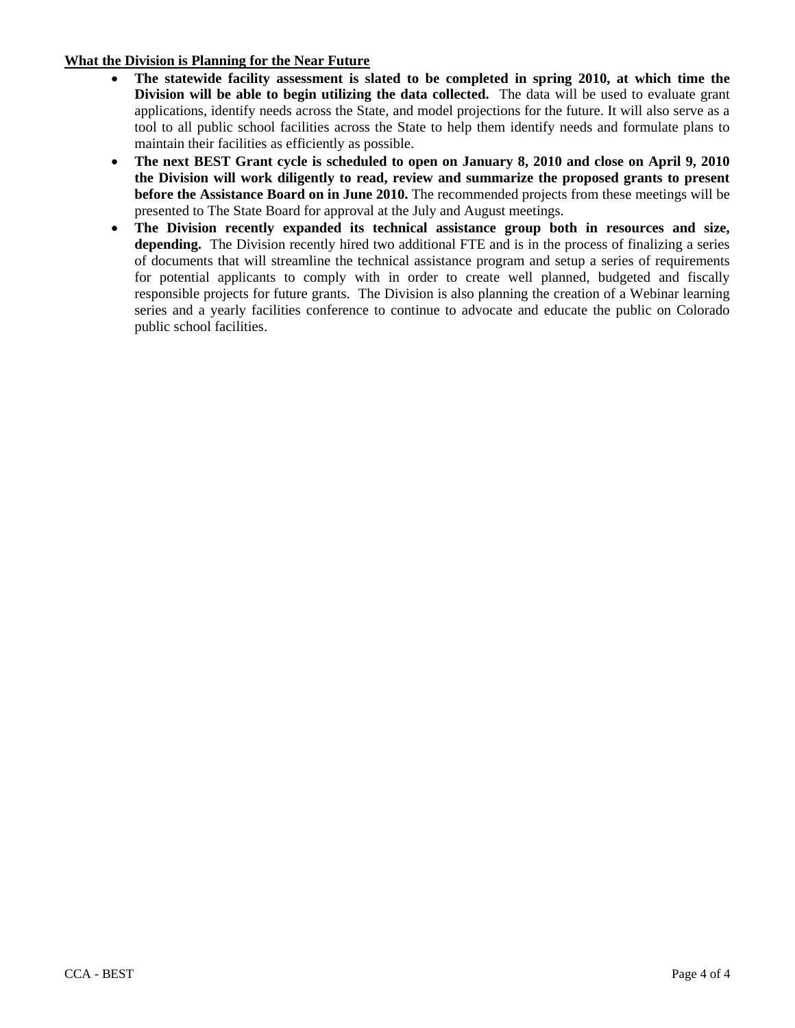**<u>What the Division is Planning for the Near Future</u>**

- **The statewide facility assessment is slated to be completed in spring 2010, at which time the Division will be able to begin utilizing the data collected.** The data will be used to evaluate grant applications, identify needs across the State, and model projections for the future. It will also serve as a tool to all public school facilities across the State to help them identify needs and formulate plans to maintain their facilities as efficiently as possible.
- **The next BEST Grant cycle is scheduled to open on January 8, 2010 and close on April 9, 2010 the Division will work diligently to read, review and summarize the proposed grants to present before the Assistance Board on in June 2010.** The recommended projects from these meetings will be presented to The State Board for approval at the July and August meetings.
- **The Division recently expanded its technical assistance group both in resources and size, depending.** The Division recently hired two additional FTE and is in the process of finalizing a series of documents that will streamline the technical assistance program and setup a series of requirements for potential applicants to comply with in order to create well planned, budgeted and fiscally responsible projects for future grants. The Division is also planning the creation of a Webinar learning series and a yearly facilities conference to continue to advocate and educate the public on Colorado public school facilities.